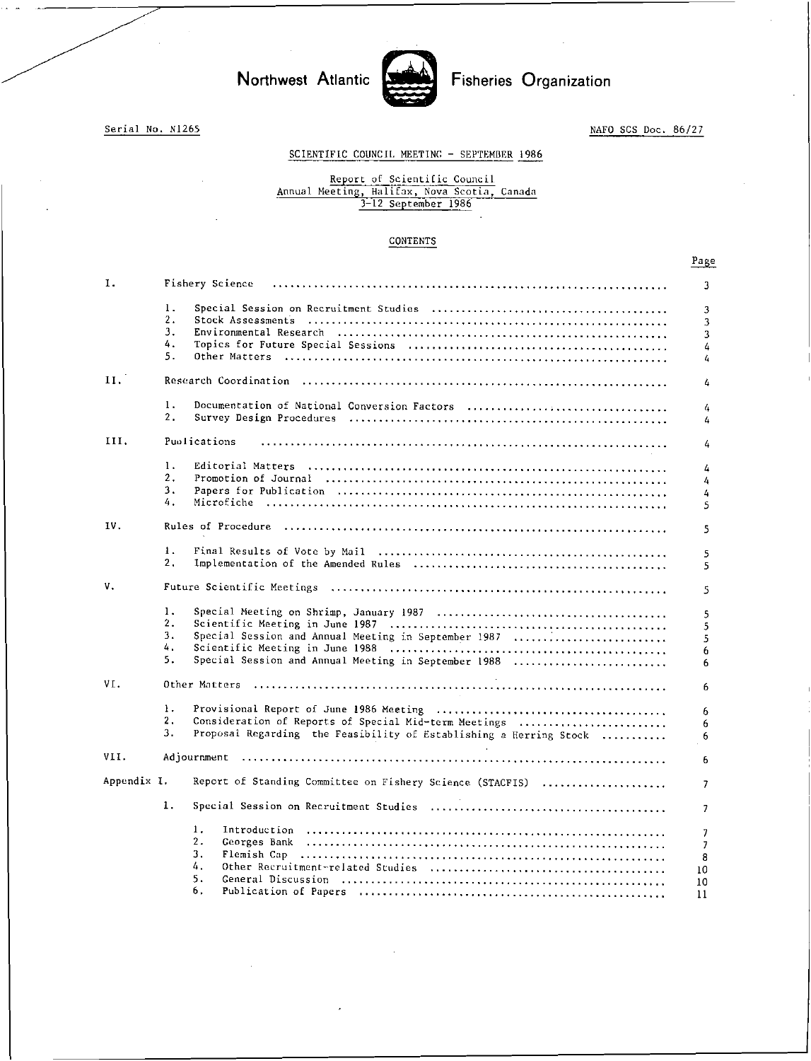Northwest Atlantic Fisheries Organization

Serial No. N1265

NAFO SCS Doc. 86/27

SCIENTIFIC COUNCIL MEETING - SEPTEMBER 1986

# Report of Scientific Council Annual Meeting, Halifax, Nova Scotia, Canada 3-12 September 1986

## CONTENTS

| | | Page |
|---|---|---|
| I. | Fishery Science | 3 |
| | 1. Special Session on Recruitment Studies | 3 |
| | 2. Stock Assessments | 3 |
| | 3. Environmental Research | 3 |
| | 4. Topics for Future Special Sessions | 4 |
| | 5. Other Matters | 4 |
| II. | Research Coordination | 4 |
| | 1. Documentation of National Conversion Factors | 4 |
| | 2. Survey Design Procedures | 4 |
| III. | Publications | 4 |
| | 1. Editorial Matters | 4 |
| | 2. Promotion of Journal | 4 |
| | 3. Papers for Publication | 4 |
| | 4. Microfiche | 5 |
| IV. | Rules of Procedure | 5 |
| | 1. Final Results of Vote by Mail | 5 |
| | 2. Implementation of the Amended Rules | 5 |
| V. | Future Scientific Meetings | 5 |
| | 1. Special Meeting on Shrimp, January 1987 | 5 |
| | 2. Scientific Meeting in June 1987 | 5 |
| | 3. Special Session and Annual Meeting in September 1987 | 5 |
| | 4. Scientific Meeting in June 1988 | 6 |
| | 5. Special Session and Annual Meeting in September 1988 | 6 |
| VI. | Other Matters | 6 |
| | 1. Provisional Report of June 1986 Meeting | 6 |
| | 2. Consideration of Reports of Special Mid-term Meetings | 6 |
| | 3. Proposal Regarding the Feasibility of Establishing a Herring Stock | 6 |
| VII. | Adjournment | 6 |
| Appendix I. | Report of Standing Committee on Fishery Science (STACFIS) | 7 |
| | 1. Special Session on Recruitment Studies | 7 |
| | 1. Introduction | 7 |
| | 2. Georges Bank | 7 |
| | 3. Flemish Cap | 8 |
| | 4. Other Recruitment-related Studies | 10 |
| | 5. General Discussion | 10 |
| | 6. Publication of Papers | 11 |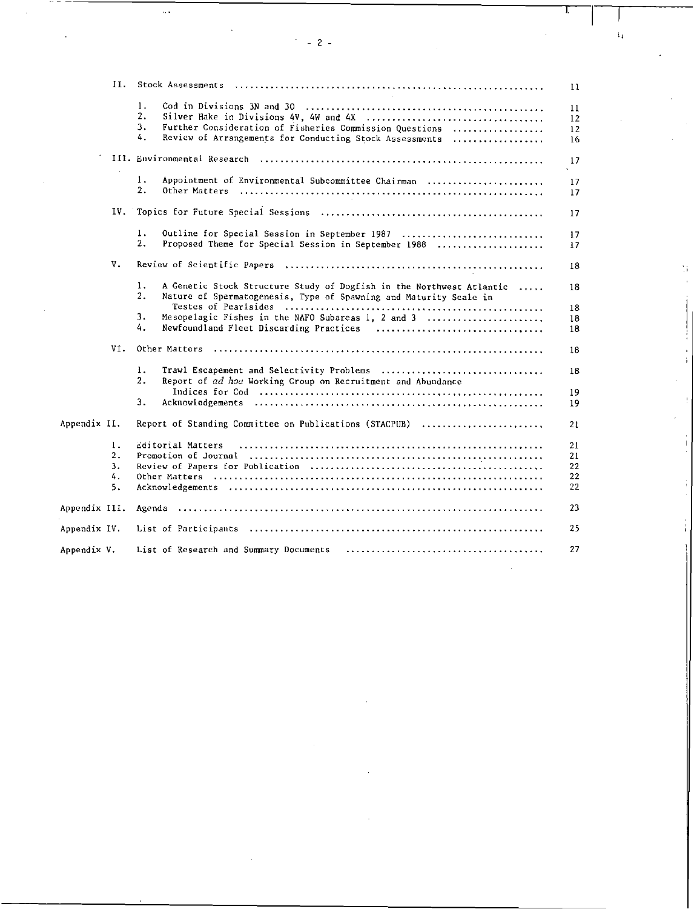| | | |
|---|---|---|
| II. | Stock Assessments | 11 |
| | 1. Cod in Divisions 3N and 3O | 11 |
| | 2. Silver Hake in Divisions 4V, 4W and 4X | 12 |
| | 3. Further Consideration of Fisheries Commission Questions | 12 |
| | 4. Review of Arrangements for Conducting Stock Assessments | 16 |
| III. | Environmental Research | 17 |
| | 1. Appointment of Environmental Subcommittee Chairman | 17 |
| | 2. Other Matters | 17 |
| IV. | Topics for Future Special Sessions | 17 |
| | 1. Outline for Special Session in September 1987 | 17 |
| | 2. Proposed Theme for Special Session in September 1988 | 17 |
| V. | Review of Scientific Papers | 18 |
| | 1. A Genetic Stock Structure Study of Dogfish in the Northwest Atlantic | 18 |
| | 2. Nature of Spermatogenesis, Type of Spawning and Maturity Scale in Testes of Pearlsides | 18 |
| | 3. Mesopelagic Fishes in the NAFO Subareas 1, 2 and 3 | 18 |
| | 4. Newfoundland Fleet Discarding Practices | 18 |
| VI. | Other Matters | 18 |
| | 1. Trawl Escapement and Selectivity Problems | 18 |
| | 2. Report of *ad hoc* Working Group on Recruitment and Abundance Indices for Cod | 19 |
| | 3. Acknowledgements | 19 |
| Appendix II. | Report of Standing Committee on Publications (STACPUB) | 21 |
| 1. | Editorial Matters | 21 |
| 2. | Promotion of Journal | 21 |
| 3. | Review of Papers for Publication | 22 |
| 4. | Other Matters | 22 |
| 5. | Acknowledgements | 22 |
| Appendix III. | Agenda | 23 |
| Appendix IV. | List of Participants | 25 |
| Appendix V. | List of Research and Summary Documents | 27 |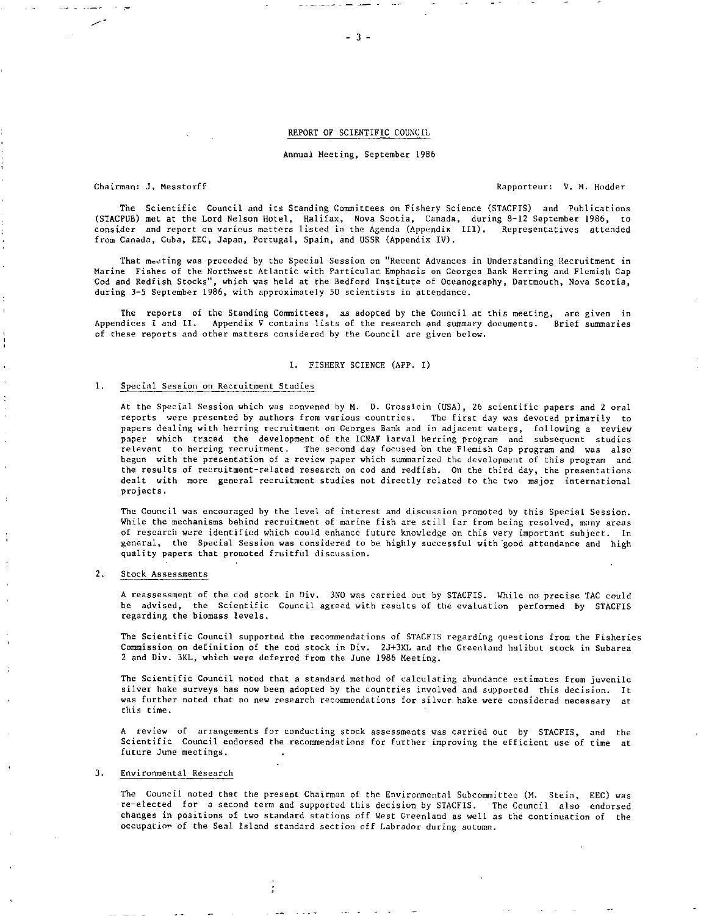# REPORT OF SCIENTIFIC COUNCIL

Annual Meeting, September 1986

Chairman: J. Messtorff    Rapporteur: V. M. Hodder

The Scientific Council and its Standing Committees on Fishery Science (STACFIS) and Publications (STACPUB) met at the Lord Nelson Hotel, Halifax, Nova Scotia, Canada, during 8-12 September 1986, to consider and report on various matters listed in the Agenda (Appendix III). Representatives attended from Canada, Cuba, EEC, Japan, Portugal, Spain, and USSR (Appendix IV).

That meeting was preceded by the Special Session on "Recent Advances in Understanding Recruitment in Marine Fishes of the Northwest Atlantic with Particular Emphasis on Georges Bank Herring and Flemish Cap Cod and Redfish Stocks", which was held at the Bedford Institute of Oceanography, Dartmouth, Nova Scotia, during 3-5 September 1986, with approximately 50 scientists in attendance.

The reports of the Standing Committees, as adopted by the Council at this meeting, are given in Appendices I and II. Appendix V contains lists of the research and summary documents. Brief summaries of these reports and other matters considered by the Council are given below.

## I. FISHERY SCIENCE (APP. I)

### 1. Special Session on Recruitment Studies

At the Special Session which was convened by M. D. Grosslein (USA), 26 scientific papers and 2 oral reports were presented by authors from various countries. The first day was devoted primarily to papers dealing with herring recruitment on Georges Bank and in adjacent waters, following a review paper which traced the development of the ICNAF larval herring program and subsequent studies relevant to herring recruitment. The second day focused on the Flemish Cap program and was also begun with the presentation of a review paper which summarized the development of this program and the results of recruitment-related research on cod and redfish. On the third day, the presentations dealt with more general recruitment studies not directly related to the two major international projects.

The Council was encouraged by the level of interest and discussion promoted by this Special Session. While the mechanisms behind recruitment of marine fish are still far from being resolved, many areas of research were identified which could enhance future knowledge on this very important subject. In general, the Special Session was considered to be highly successful with good attendance and high quality papers that promoted fruitful discussion.

### 2. Stock Assessments

A reassessment of the cod stock in Div. 3NO was carried out by STACFIS. While no precise TAC could be advised, the Scientific Council agreed with results of the evaluation performed by STACFIS regarding the biomass levels.

The Scientific Council supported the recommendations of STACFIS regarding questions from the Fisheries Commission on definition of the cod stock in Div. 2J+3KL and the Greenland halibut stock in Subarea 2 and Div. 3KL, which were deferred from the June 1986 Meeting.

The Scientific Council noted that a standard method of calculating abundance estimates from juvenile silver hake surveys has now been adopted by the countries involved and supported this decision. It was further noted that no new research recommendations for silver hake were considered necessary at this time.

A review of arrangements for conducting stock assessments was carried out by STACFIS, and the Scientific Council endorsed the recommendations for further improving the efficient use of time at future June meetings.

### 3. Environmental Research

The Council noted that the present Chairman of the Environmental Subcommittee (M. Stein, EEC) was re-elected for a second term and supported this decision by STACFIS. The Council also endorsed changes in positions of two standard stations off West Greenland as well as the continuation of the occupation of the Seal Island standard section off Labrador during autumn.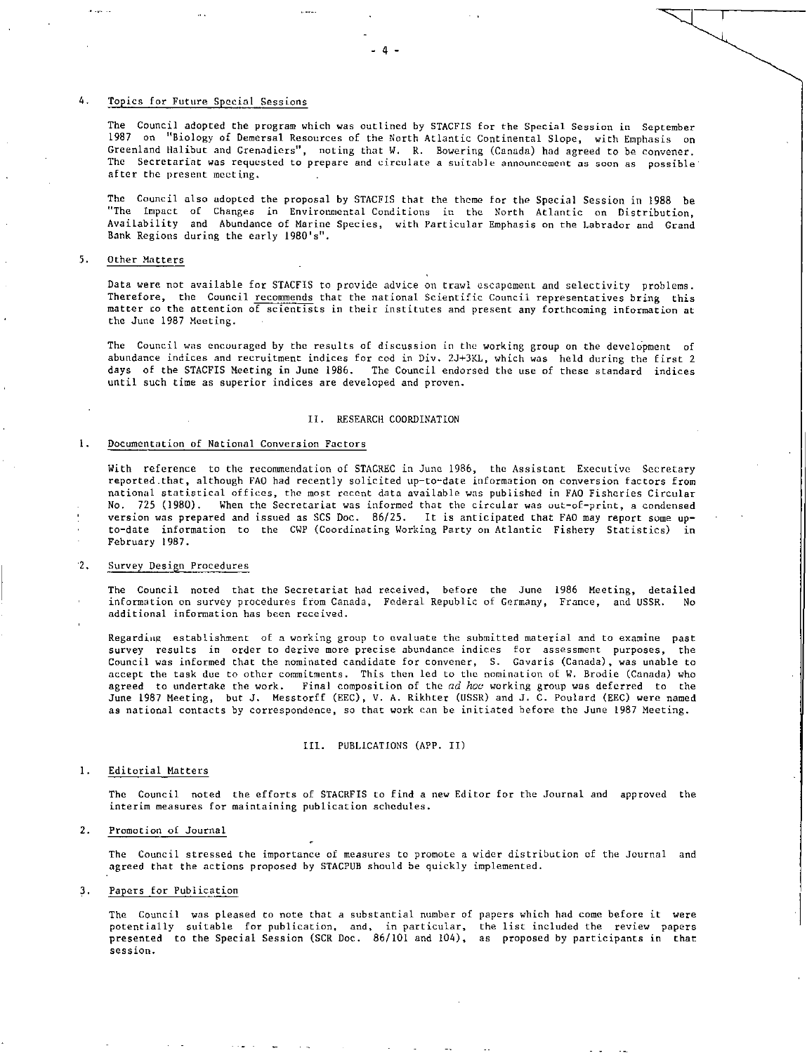4. Topics for Future Special Sessions

The Council adopted the program which was outlined by STACFIS for the Special Session in September 1987 on "Biology of Demersal Resources of the North Atlantic Continental Slope, with Emphasis on Greenland Halibut and Grenadiers", noting that W. R. Bowering (Canada) had agreed to be convener. The Secretariat was requested to prepare and circulate a suitable announcement as soon as possible after the present meeting.

The Council also adopted the proposal by STACFIS that the theme for the Special Session in 1988 be "The Impact of Changes in Environmental Conditions in the North Atlantic on Distribution, Availability and Abundance of Marine Species, with Particular Emphasis on the Labrador and Grand Bank Regions during the early 1980's".

5. Other Matters

Data were not available for STACFIS to provide advice on trawl escapement and selectivity problems. Therefore, the Council recommends that the national Scientific Council representatives bring this matter to the attention of scientists in their institutes and present any forthcoming information at the June 1987 Meeting.

The Council was encouraged by the results of discussion in the working group on the development of abundance indices and recruitment indices for cod in Div. 2J+3KL, which was held during the first 2 days of the STACFIS Meeting in June 1986. The Council endorsed the use of these standard indices until such time as superior indices are developed and proven.

## II. RESEARCH COORDINATION

1. Documentation of National Conversion Factors

With reference to the recommendation of STACREC in June 1986, the Assistant Executive Secretary reported that, although FAO had recently solicited up-to-date information on conversion factors from national statistical offices, the most recent data available was published in FAO Fisheries Circular No. 725 (1980). When the Secretariat was informed that the circular was out-of-print, a condensed version was prepared and issued as SCS Doc. 86/25. It is anticipated that FAO may report some up-to-date information to the CWP (Coordinating Working Party on Atlantic Fishery Statistics) in February 1987.

2. Survey Design Procedures

The Council noted that the Secretariat had received, before the June 1986 Meeting, detailed information on survey procedures from Canada, Federal Republic of Germany, France, and USSR. No additional information has been received.

Regarding establishment of a working group to evaluate the submitted material and to examine past survey results in order to derive more precise abundance indices for assessment purposes, the Council was informed that the nominated candidate for convener, S. Gavaris (Canada), was unable to accept the task due to other commitments. This then led to the nomination of W. Brodie (Canada) who agreed to undertake the work. Final composition of the *ad hoc* working group was deferred to the June 1987 Meeting, but J. Messtorff (EEC), V. A. Rikhter (USSR) and J. C. Poulard (EEC) were named as national contacts by correspondence, so that work can be initiated before the June 1987 Meeting.

## III. PUBLICATIONS (APP. II)

1. Editorial Matters

The Council noted the efforts of STACRFIS to find a new Editor for the Journal and approved the interim measures for maintaining publication schedules.

2. Promotion of Journal

The Council stressed the importance of measures to promote a wider distribution of the Journal and agreed that the actions proposed by STACPUB should be quickly implemented.

3. Papers for Publication

The Council was pleased to note that a substantial number of papers which had come before it were potentially suitable for publication, and, in particular, the list included the review papers presented to the Special Session (SCR Doc. 86/101 and 104), as proposed by participants in that session.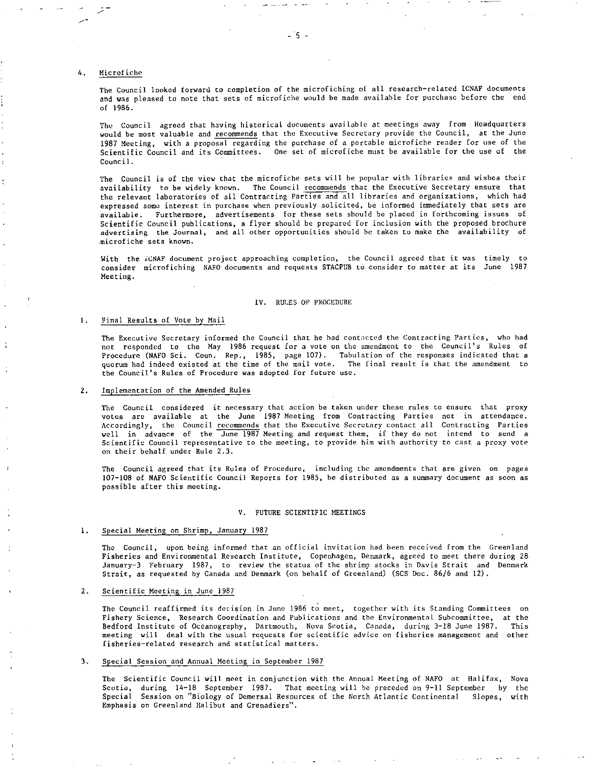4. Microfiche

The Council looked forward to completion of the microfiching of all research-related ICNAF documents and was pleased to note that sets of microfiche would be made available for purchase before the end of 1986.

The Council agreed that having historical documents available at meetings away from Headquarters would be most valuable and recommends that the Executive Secretary provide the Council, at the June 1987 Meeting, with a proposal regarding the purchase of a portable microfiche reader for use of the Scientific Council and its Committees. One set of microfiche must be available for the use of the Council.

The Council is of the view that the microfiche sets will be popular with libraries and wishes their availability to be widely known. The Council recommends that the Executive Secretary ensure that the relevant laboratories of all Contracting Parties and all libraries and organizations, which had expressed some interest in purchase when previously solicited, be informed immediately that sets are available. Furthermore, advertisements for these sets should be placed in forthcoming issues of Scientific Council publications, a flyer should be prepared for inclusion with the proposed brochure advertising the Journal, and all other opportunities should be taken to make the availability of microfiche sets known.

With the ICNAF document project approaching completion, the Council agreed that it was timely to consider microfiching NAFO documents and requests STACPUB to consider to matter at its June 1987 Meeting.

## IV. RULES OF PROCEDURE

1. Final Results of Vote by Mail

The Executive Secretary informed the Council that he had contacted the Contracting Parties, who had not responded to the May 1986 request for a vote on the amendment to the Council's Rules of Procedure (NAFO Sci. Coun. Rep., 1985, page 107). Tabulation of the responses indicated that a quorum had indeed existed at the time of the mail vote. The final result is that the amendment to the Council's Rules of Procedure was adopted for future use.

2. Implementation of the Amended Rules

The Council considered it necessary that action be taken under these rules to ensure that proxy votes are available at the June 1987 Meeting from Contracting Parties not in attendance. Accordingly, the Council recommends that the Executive Secretary contact all Contracting Parties well in advance of the June 1987 Meeting and request them, if they do not intend to send a Scientific Council representative to the meeting, to provide him with authority to cast a proxy vote on their behalf under Rule 2.3.

The Council agreed that its Rules of Procedure, including the amendments that are given on pages 107-108 of NAFO Scientific Council Reports for 1985, be distributed as a summary document as soon as possible after this meeting.

## V. FUTURE SCIENTIFIC MEETINGS

1. Special Meeting on Shrimp, January 1987

The Council, upon being informed that an official invitation had been received from the Greenland Fisheries and Environmental Research Institute, Copenhagen, Denmark, agreed to meet there during 28 January-3 February 1987, to review the status of the shrimp stocks in Davis Strait and Denmark Strait, as requested by Canada and Denmark (on behalf of Greenland) (SCS Doc. 86/6 and 12).

2. Scientific Meeting in June 1987

The Council reaffirmed its decision in June 1986 to meet, together with its Standing Committees on Fishery Science, Research Coordination and Publications and the Environmental Subcommittee, at the Bedford Institute of Oceanography, Dartmouth, Nova Scotia, Canada, during 3-18 June 1987. This meeting will deal with the usual requests for scientific advice on fisheries management and other fisheries-related research and statistical matters.

3. Special Session and Annual Meeting in September 1987

The Scientific Council will meet in conjunction with the Annual Meeting of NAFO at Halifax, Nova Scotia, during 14-18 September 1987. That meeting will be preceded on 9-11 September by the Special Session on "Biology of Demersal Resources of the North Atlantic Continental Slopes, with Emphasis on Greenland Halibut and Grenadiers".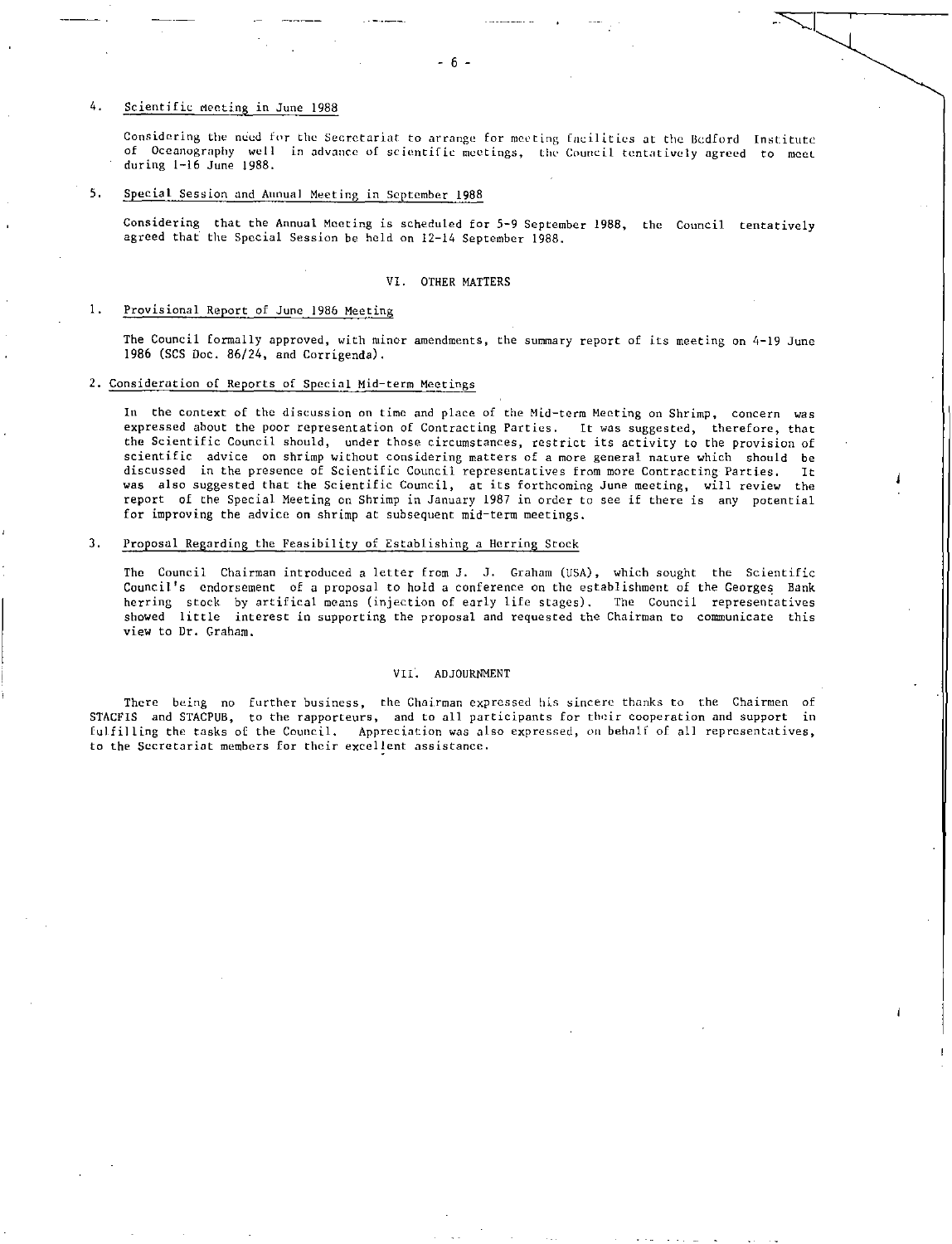4. Scientific Meeting in June 1988

Considering the need for the Secretariat to arrange for meeting facilities at the Bedford Institute of Oceanography well in advance of scientific meetings, the Council tentatively agreed to meet during 1-16 June 1988.

5. Special Session and Annual Meeting in September 1988

Considering that the Annual Meeting is scheduled for 5-9 September 1988, the Council tentatively agreed that the Special Session be held on 12-14 September 1988.

## VI. OTHER MATTERS

1. Provisional Report of June 1986 Meeting

The Council formally approved, with minor amendments, the summary report of its meeting on 4-19 June 1986 (SCS Doc. 86/24, and Corrigenda).

2. Consideration of Reports of Special Mid-term Meetings

In the context of the discussion on time and place of the Mid-term Meeting on Shrimp, concern was expressed about the poor representation of Contracting Parties. It was suggested, therefore, that the Scientific Council should, under those circumstances, restrict its activity to the provision of scientific advice on shrimp without considering matters of a more general nature which should be discussed in the presence of Scientific Council representatives from more Contracting Parties. It was also suggested that the Scientific Council, at its forthcoming June meeting, will review the report of the Special Meeting on Shrimp in January 1987 in order to see if there is any potential for improving the advice on shrimp at subsequent mid-term meetings.

3. Proposal Regarding the Feasibility of Establishing a Herring Stock

The Council Chairman introduced a letter from J. J. Graham (USA), which sought the Scientific Council's endorsement of a proposal to hold a conference on the establishment of the Georges Bank herring stock by artifical means (injection of early life stages). The Council representatives showed little interest in supporting the proposal and requested the Chairman to communicate this view to Dr. Graham.

## VII. ADJOURNMENT

There being no further business, the Chairman expressed his sincere thanks to the Chairmen of STACFIS and STACPUB, to the rapporteurs, and to all participants for their cooperation and support in fulfilling the tasks of the Council. Appreciation was also expressed, on behalf of all representatives, to the Secretariat members for their excellent assistance.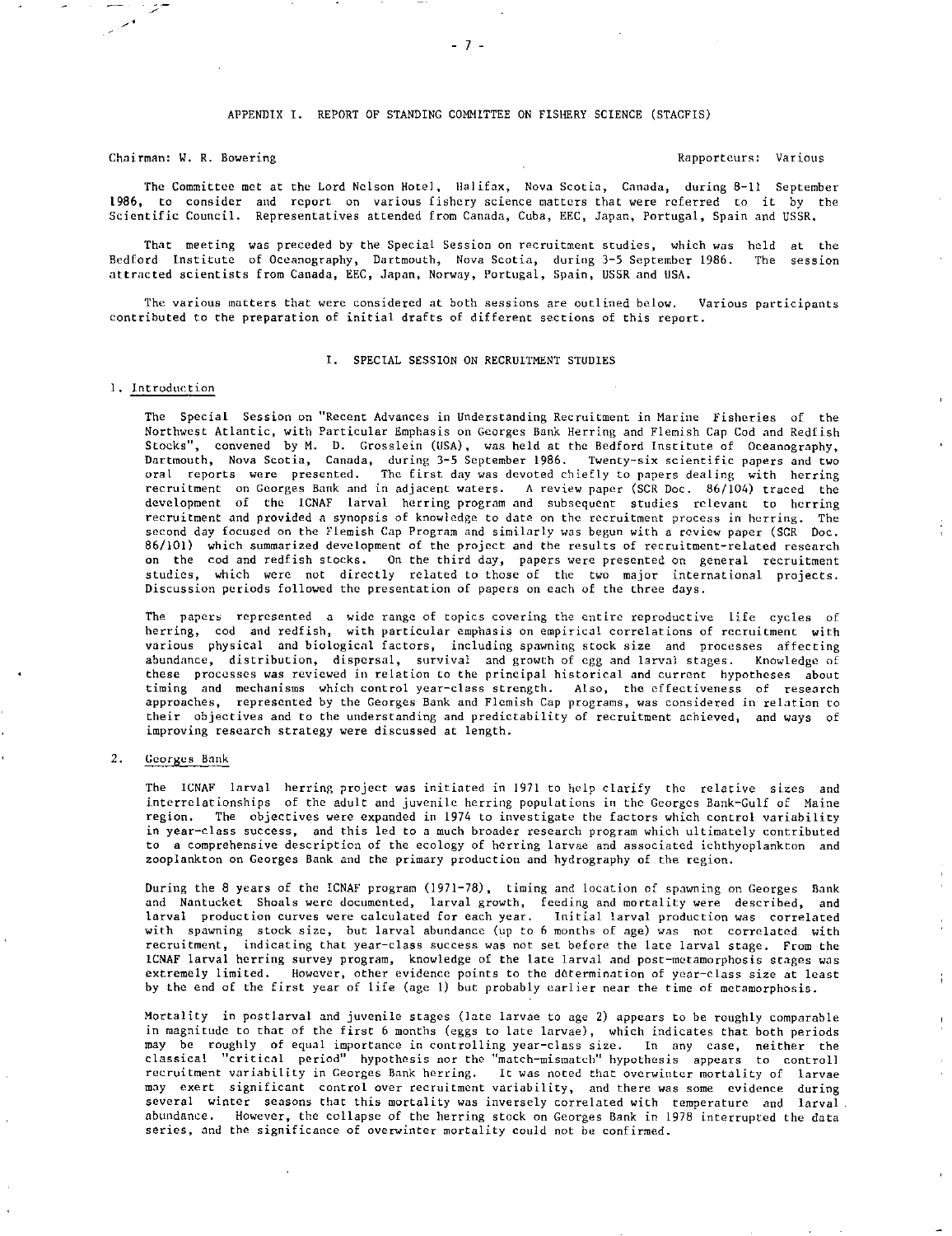# APPENDIX I. REPORT OF STANDING COMMITTEE ON FISHERY SCIENCE (STACFIS)

Chairman: W. R. Bowering    Rapporteurs: Various

The Committee met at the Lord Nelson Hotel, Halifax, Nova Scotia, Canada, during 8-11 September 1986, to consider and report on various fishery science matters that were referred to it by the Scientific Council. Representatives attended from Canada, Cuba, EEC, Japan, Portugal, Spain and USSR.

That meeting was preceded by the Special Session on recruitment studies, which was held at the Bedford Institute of Oceanography, Dartmouth, Nova Scotia, during 3-5 September 1986. The session attracted scientists from Canada, EEC, Japan, Norway, Portugal, Spain, USSR and USA.

The various matters that were considered at both sessions are outlined below. Various participants contributed to the preparation of initial drafts of different sections of this report.

## I. SPECIAL SESSION ON RECRUITMENT STUDIES

### 1. Introduction

The Special Session on "Recent Advances in Understanding Recruitment in Marine Fisheries of the Northwest Atlantic, with Particular Emphasis on Georges Bank Herring and Flemish Cap Cod and Redfish Stocks", convened by M. D. Grosslein (USA), was held at the Bedford Institute of Oceanography, Dartmouth, Nova Scotia, Canada, during 3-5 September 1986. Twenty-six scientific papers and two oral reports were presented. The first day was devoted chiefly to papers dealing with herring recruitment on Georges Bank and in adjacent waters. A review paper (SCR Doc. 86/104) traced the development of the ICNAF larval herring program and subsequent studies relevant to herring recruitment and provided a synopsis of knowledge to date on the recruitment process in herring. The second day focused on the Flemish Cap Program and similarly was begun with a review paper (SCR Doc. 86/101) which summarized development of the project and the results of recruitment-related research on the cod and redfish stocks. On the third day, papers were presented on general recruitment studies, which were not directly related to those of the two major international projects. Discussion periods followed the presentation of papers on each of the three days.

The papers represented a wide range of topics covering the entire reproductive life cycles of herring, cod and redfish, with particular emphasis on empirical correlations of recruitment with various physical and biological factors, including spawning stock size and processes affecting abundance, distribution, dispersal, survival and growth of egg and larval stages. Knowledge of these processes was reviewed in relation to the principal historical and current hypotheses about timing and mechanisms which control year-class strength. Also, the effectiveness of research approaches, represented by the Georges Bank and Flemish Cap programs, was considered in relation to their objectives and to the understanding and predictability of recruitment achieved, and ways of improving research strategy were discussed at length.

### 2. Georges Bank

The ICNAF larval herring project was initiated in 1971 to help clarify the relative sizes and interrelationships of the adult and juvenile herring populations in the Georges Bank-Gulf of Maine region. The objectives were expanded in 1974 to investigate the factors which control variability in year-class success, and this led to a much broader research program which ultimately contributed to a comprehensive description of the ecology of herring larvae and associated ichthyoplankton and zooplankton on Georges Bank and the primary production and hydrography of the region.

During the 8 years of the ICNAF program (1971-78), timing and location of spawning on Georges Bank and Nantucket Shoals were documented, larval growth, feeding and mortality were described, and larval production curves were calculated for each year. Initial larval production was correlated with spawning stock size, but larval abundance (up to 6 months of age) was not correlated with recruitment, indicating that year-class success was not set before the late larval stage. From the ICNAF larval herring survey program, knowledge of the late larval and post-metamorphosis stages was extremely limited. However, other evidence points to the determination of year-class size at least by the end of the first year of life (age 1) but probably earlier near the time of metamorphosis.

Mortality in postlarval and juvenile stages (late larvae to age 2) appears to be roughly comparable in magnitude to that of the first 6 months (eggs to late larvae), which indicates that both periods may be roughly of equal importance in controlling year-class size. In any case, neither the classical "critical period" hypothesis nor the "match-mismatch" hypothesis appears to controll recruitment variability in Georges Bank herring. It was noted that overwinter mortality of larvae may exert significant control over recruitment variability, and there was some evidence during several winter seasons that this mortality was inversely correlated with temperature and larval abundance. However, the collapse of the herring stock on Georges Bank in 1978 interrupted the data series, and the significance of overwinter mortality could not be confirmed.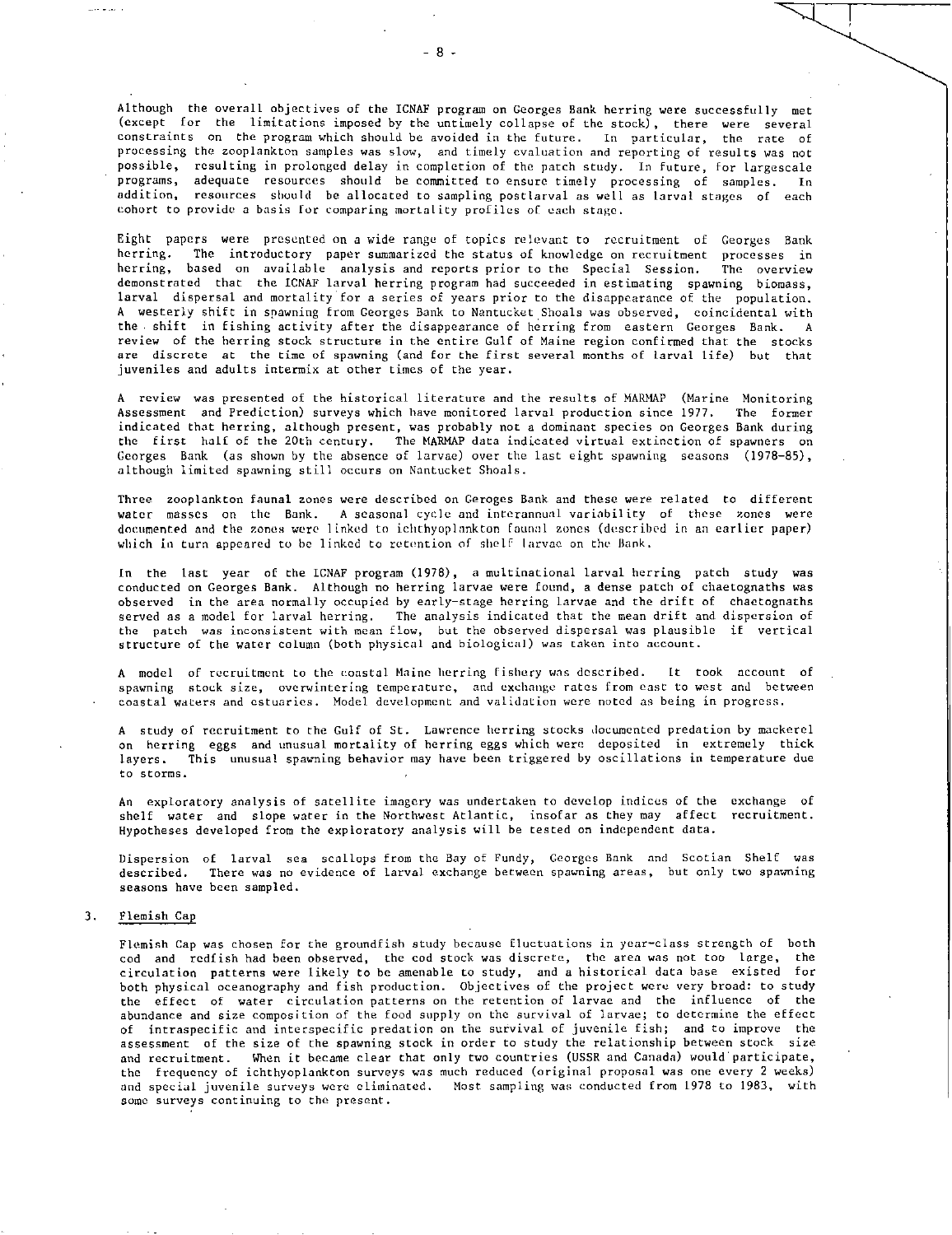Although the overall objectives of the ICNAF program on Georges Bank herring were successfully met (except for the limitations imposed by the untimely collapse of the stock), there were several constraints on the program which should be avoided in the future. In particular, the rate of processing the zooplankton samples was slow, and timely evaluation and reporting of results was not possible, resulting in prolonged delay in completion of the patch study. In future, for largescale programs, adequate resources should be committed to ensure timely processing of samples. In addition, resources should be allocated to sampling postlarval as well as larval stages of each cohort to provide a basis for comparing mortality profiles of each stage.

Eight papers were presented on a wide range of topics relevant to recruitment of Georges Bank herring. The introductory paper summarized the status of knowledge on recruitment processes in herring, based on available analysis and reports prior to the Special Session. The overview demonstrated that the ICNAF larval herring program had succeeded in estimating spawning biomass, larval dispersal and mortality for a series of years prior to the disappearance of the population. A westerly shift in spawning from Georges Bank to Nantucket Shoals was observed, coincidental with the shift in fishing activity after the disappearance of herring from eastern Georges Bank. A review of the herring stock structure in the entire Gulf of Maine region confirmed that the stocks are discrete at the time of spawning (and for the first several months of larval life) but that juveniles and adults intermix at other times of the year.

A review was presented of the historical literature and the results of MARMAP (Marine Monitoring Assessment and Prediction) surveys which have monitored larval production since 1977. The former indicated that herring, although present, was probably not a dominant species on Georges Bank during the first half of the 20th century. The MARMAP data indicated virtual extinction of spawners on Georges Bank (as shown by the absence of larvae) over the last eight spawning seasons (1978-85), although limited spawning still occurs on Nantucket Shoals.

Three zooplankton faunal zones were described on Geroges Bank and these were related to different water masses on the Bank. A seasonal cycle and interannual variability of these zones were documented and the zones were linked to ichthyoplankton faunal zones (described in an earlier paper) which in turn appeared to be linked to retention of shelf larvae on the Bank.

In the last year of the ICNAF program (1978), a multinational larval herring patch study was conducted on Georges Bank. Although no herring larvae were found, a dense patch of chaetognaths was observed in the area normally occupied by early-stage herring larvae and the drift of chaetognaths served as a model for larval herring. The analysis indicated that the mean drift and dispersion of the patch was inconsistent with mean flow, but the observed dispersal was plausible if vertical structure of the water column (both physical and biological) was taken into account.

A model of recruitment to the coastal Maine herring fishery was described. It took account of spawning stock size, overwintering temperature, and exchange rates from east to west and between coastal waters and estuaries. Model development and validation were noted as being in progress.

A study of recruitment to the Gulf of St. Lawrence herring stocks documented predation by mackerel on herring eggs and unusual mortality of herring eggs which were deposited in extremely thick layers. This unusual spawning behavior may have been triggered by oscillations in temperature due to storms.

An exploratory analysis of satellite imagery was undertaken to develop indices of the exchange of shelf water and slope water in the Northwest Atlantic, insofar as they may affect recruitment. Hypotheses developed from the exploratory analysis will be tested on independent data.

Dispersion of larval sea scallops from the Bay of Fundy, Georges Bank and Scotian Shelf was described. There was no evidence of larval exchange between spawning areas, but only two spawning seasons have been sampled.

## 3. Flemish Cap

Flemish Cap was chosen for the groundfish study because fluctuations in year-class strength of both cod and redfish had been observed, the cod stock was discrete, the area was not too large, the circulation patterns were likely to be amenable to study, and a historical data base existed for both physical oceanography and fish production. Objectives of the project were very broad: to study the effect of water circulation patterns on the retention of larvae and the influence of the abundance and size composition of the food supply on the survival of larvae; to determine the effect of intraspecific and interspecific predation on the survival of juvenile fish; and to improve the assessment of the size of the spawning stock in order to study the relationship between stock size and recruitment. When it became clear that only two countries (USSR and Canada) would participate, the frequency of ichthyoplankton surveys was much reduced (original proposal was one every 2 weeks) and special juvenile surveys were eliminated. Most sampling was conducted from 1978 to 1983, with some surveys continuing to the present.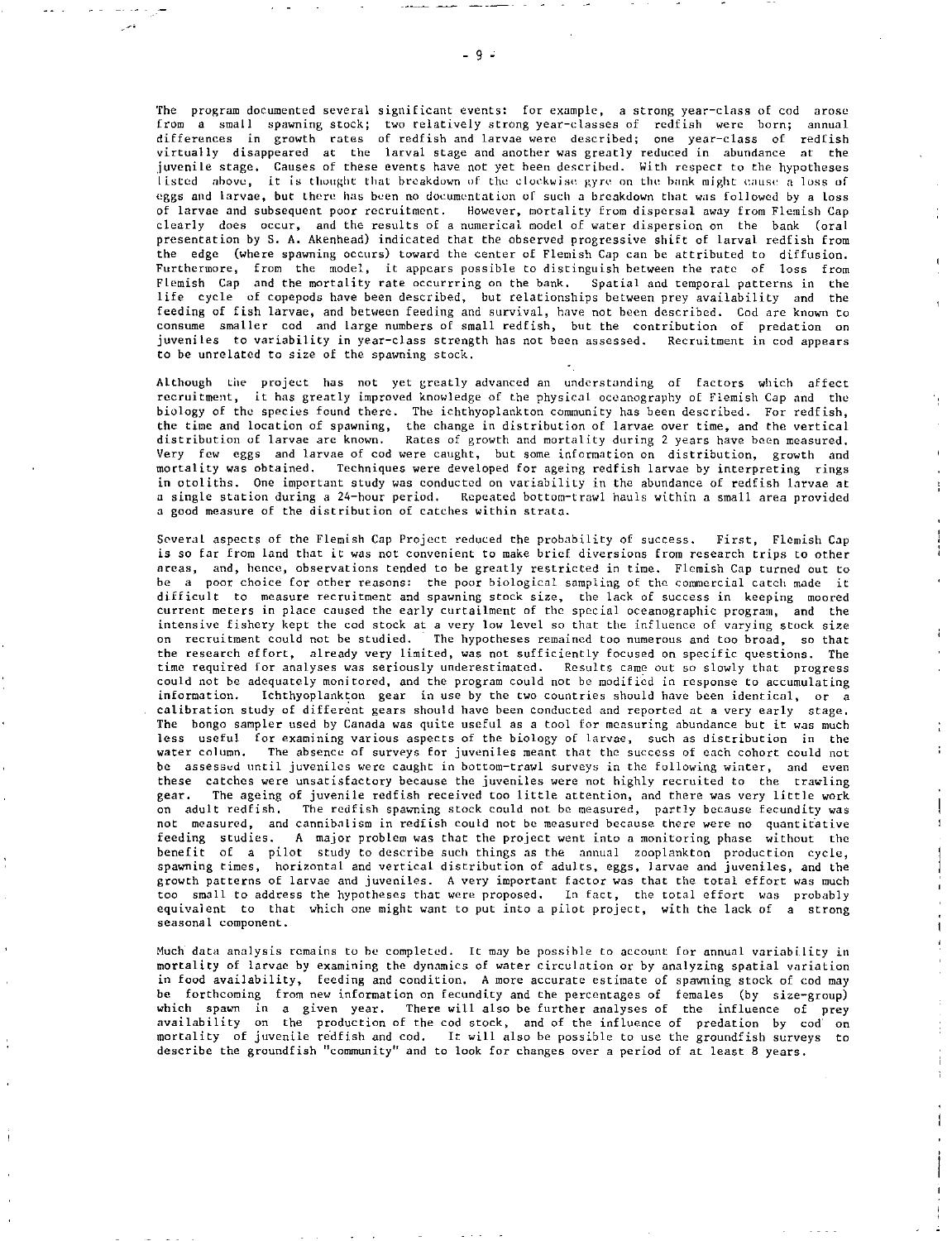The program documented several significant events: for example, a strong year-class of cod arose from a small spawning stock; two relatively strong year-classes of redfish were born; annual differences in growth rates of redfish and larvae were described; one year-class of redfish virtually disappeared at the larval stage and another was greatly reduced in abundance at the juvenile stage. Causes of these events have not yet been described. With respect to the hypotheses listed above, it is thought that breakdown of the clockwise gyre on the bank might cause a loss of eggs and larvae, but there has been no documentation of such a breakdown that was followed by a loss of larvae and subsequent poor recruitment. However, mortality from dispersal away from Flemish Cap clearly does occur, and the results of a numerical model of water dispersion on the bank (oral presentation by S. A. Akenhead) indicated that the observed progressive shift of larval redfish from the edge (where spawning occurs) toward the center of Flemish Cap can be attributed to diffusion. Furthermore, from the model, it appears possible to distinguish between the rate of loss from Flemish Cap and the mortality rate occurrring on the bank. Spatial and temporal patterns in the life cycle of copepods have been described, but relationships between prey availability and the feeding of fish larvae, and between feeding and survival, have not been described. Cod are known to consume smaller cod and large numbers of small redfish, but the contribution of predation on juveniles to variability in year-class strength has not been assessed. Recruitment in cod appears to be unrelated to size of the spawning stock.

Although the project has not yet greatly advanced an understanding of factors which affect recruitment, it has greatly improved knowledge of the physical oceanography of Flemish Cap and the biology of the species found there. The ichthyoplankton community has been described. For redfish, the time and location of spawning, the change in distribution of larvae over time, and the vertical distribution of larvae are known. Rates of growth and mortality during 2 years have been measured. Very few eggs and larvae of cod were caught, but some information on distribution, growth and mortality was obtained. Techniques were developed for ageing redfish larvae by interpreting rings in otoliths. One important study was conducted on variability in the abundance of redfish larvae at a single station during a 24-hour period. Repeated bottom-trawl hauls within a small area provided a good measure of the distribution of catches within strata.

Several aspects of the Flemish Cap Project reduced the probability of success. First, Flemish Cap is so far from land that it was not convenient to make brief diversions from research trips to other areas, and, hence, observations tended to be greatly restricted in time. Flemish Cap turned out to be a poor choice for other reasons: the poor biological sampling of the commercial catch made it difficult to measure recruitment and spawning stock size, the lack of success in keeping moored current meters in place caused the early curtailment of the special oceanographic program, and the intensive fishery kept the cod stock at a very low level so that the influence of varying stock size on recruitment could not be studied. The hypotheses remained too numerous and too broad, so that the research effort, already very limited, was not sufficiently focused on specific questions. The time required for analyses was seriously underestimated. Results came out so slowly that progress could not be adequately monitored, and the program could not be modified in response to accumulating information. Ichthyoplankton gear in use by the two countries should have been identical, or a calibration study of different gears should have been conducted and reported at a very early stage. The bongo sampler used by Canada was quite useful as a tool for measuring abundance but it was much less useful for examining various aspects of the biology of larvae, such as distribution in the water column. The absence of surveys for juveniles meant that the success of each cohort could not be assessed until juveniles were caught in bottom-trawl surveys in the following winter, and even these catches were unsatisfactory because the juveniles were not highly recruited to the trawling gear. The ageing of juvenile redfish received too little attention, and there was very little work on adult redfish. The redfish spawning stock could not be measured, partly because fecundity was not measured, and cannibalism in redfish could not be measured because there were no quantitative feeding studies. A major problem was that the project went into a monitoring phase without the benefit of a pilot study to describe such things as the annual zooplankton production cycle, spawning times, horizontal and vertical distribution of adults, eggs, larvae and juveniles, and the growth patterns of larvae and juveniles. A very important factor was that the total effort was much too small to address the hypotheses that were proposed. In fact, the total effort was probably equivalent to that which one might want to put into a pilot project, with the lack of a strong seasonal component.

Much data analysis remains to be completed. It may be possible to account for annual variability in mortality of larvae by examining the dynamics of water circulation or by analyzing spatial variation in food availability, feeding and condition. A more accurate estimate of spawning stock of cod may be forthcoming from new information on fecundity and the percentages of females (by size-group) which spawn in a given year. There will also be further analyses of the influence of prey availability on the production of the cod stock, and of the influence of predation by cod on mortality of juvenile redfish and cod. It will also be possible to use the groundfish surveys to describe the groundfish "community" and to look for changes over a period of at least 8 years.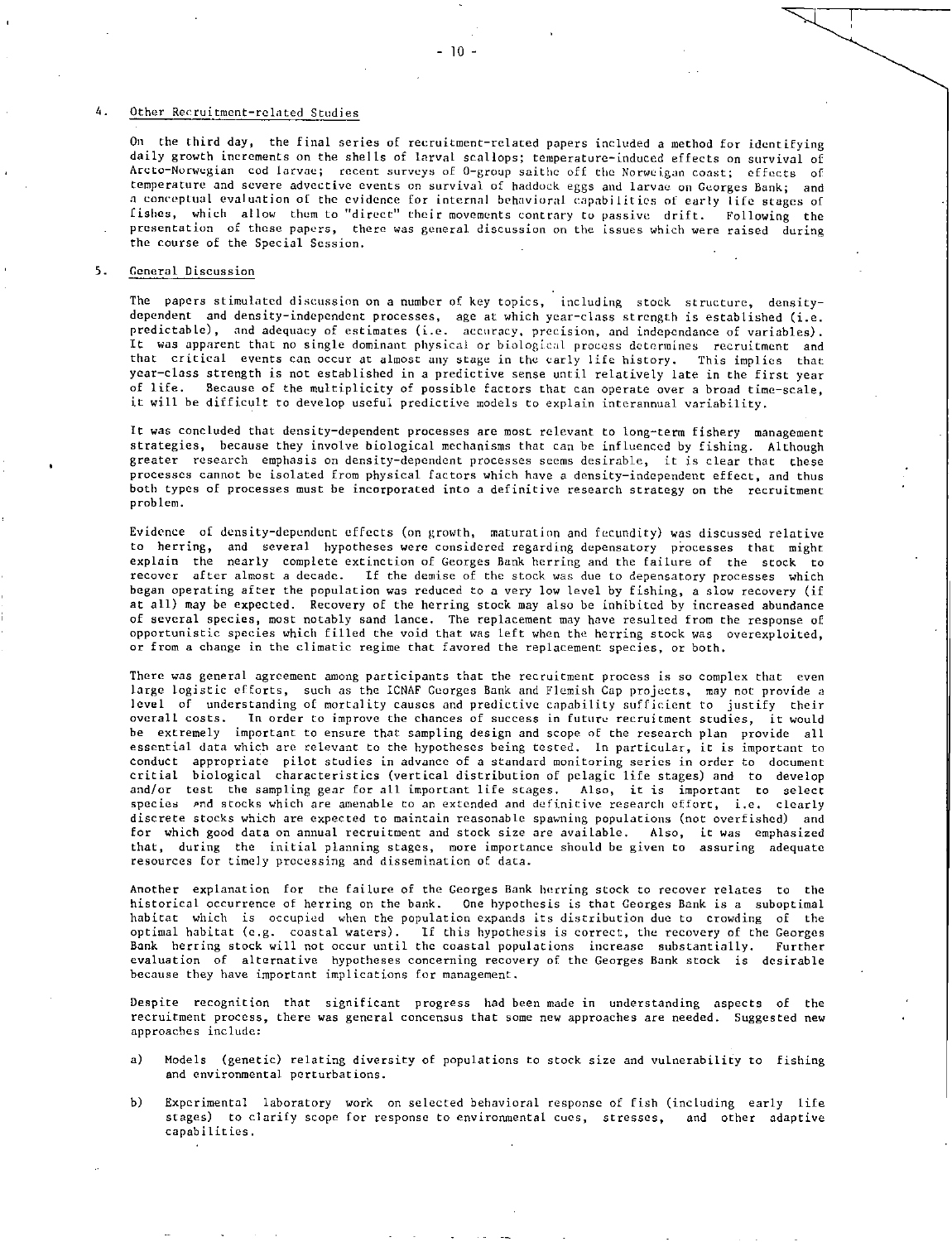## 4. Other Recruitment-related Studies

On the third day, the final series of recruitment-related papers included a method for identifying daily growth increments on the shells of larval scallops; temperature-induced effects on survival of Arcto-Norwegian cod larvae; recent surveys of 0-group saithe off the Norweigan coast; effects of temperature and severe advective events on survival of haddock eggs and larvae on Georges Bank; and a conceptual evaluation of the evidence for internal behavioral capabilities of early life stages of fishes, which allow them to "direct" their movements contrary to passive drift. Following the presentation of these papers, there was general discussion on the issues which were raised during the course of the Special Session.

## 5. General Discussion

The papers stimulated discussion on a number of key topics, including stock structure, density-dependent and density-independent processes, age at which year-class strength is established (i.e. predictable), and adequacy of estimates (i.e. accuracy, precision, and independance of variables). It was apparent that no single dominant physical or biological process determines recruitment and that critical events can occur at almost any stage in the early life history. This implies that year-class strength is not established in a predictive sense until relatively late in the first year of life. Because of the multiplicity of possible factors that can operate over a broad time-scale, it will be difficult to develop useful predictive models to explain interannual variability.

It was concluded that density-dependent processes are most relevant to long-term fishery management strategies, because they involve biological mechanisms that can be influenced by fishing. Although greater research emphasis on density-dependent processes seems desirable, it is clear that these processes cannot be isolated from physical factors which have a density-independent effect, and thus both types of processes must be incorporated into a definitive research strategy on the recruitment problem.

Evidence of density-dependent effects (on growth, maturation and fecundity) was discussed relative to herring, and several hypotheses were considered regarding depensatory processes that might explain the nearly complete extinction of Georges Bank herring and the failure of the stock to recover after almost a decade. If the demise of the stock was due to depensatory processes which began operating after the population was reduced to a very low level by fishing, a slow recovery (if at all) may be expected. Recovery of the herring stock may also be inhibited by increased abundance of several species, most notably sand lance. The replacement may have resulted from the response of opportunistic species which filled the void that was left when the herring stock was overexploited, or from a change in the climatic regime that favored the replacement species, or both.

There was general agreement among participants that the recruitment process is so complex that even large logistic efforts, such as the ICNAF Georges Bank and Flemish Cap projects, may not provide a level of understanding of mortality causes and predictive capability sufficient to justify their overall costs. In order to improve the chances of success in future recruitment studies, it would be extremely important to ensure that sampling design and scope of the research plan provide all essential data which are relevant to the hypotheses being tested. In particular, it is important to conduct appropriate pilot studies in advance of a standard monitoring series in order to document critical biological characteristics (vertical distribution of pelagic life stages) and to develop and/or test the sampling gear for all important life stages. Also, it is important to select species and stocks which are amenable to an extended and definitive research effort, i.e. clearly discrete stocks which are expected to maintain reasonable spawning populations (not overfished) and for which good data on annual recruitment and stock size are available. Also, it was emphasized that, during the initial planning stages, more importance should be given to assuring adequate resources for timely processing and dissemination of data.

Another explanation for the failure of the Georges Bank herring stock to recover relates to the historical occurrence of herring on the bank. One hypothesis is that Georges Bank is a suboptimal habitat which is occupied when the population expands its distribution due to crowding of the optimal habitat (e.g. coastal waters). If this hypothesis is correct, the recovery of the Georges Bank herring stock will not occur until the coastal populations increase substantially. Further evaluation of alternative hypotheses concerning recovery of the Georges Bank stock is desirable because they have important implications for management.

Despite recognition that significant progress had been made in understanding aspects of the recruitment process, there was general concensus that some new approaches are needed. Suggested new approaches include:

a) Models (genetic) relating diversity of populations to stock size and vulnerability to fishing and environmental perturbations.

b) Experimental laboratory work on selected behavioral response of fish (including early life stages) to clarify scope for response to environmental cues, stresses, and other adaptive capabilities.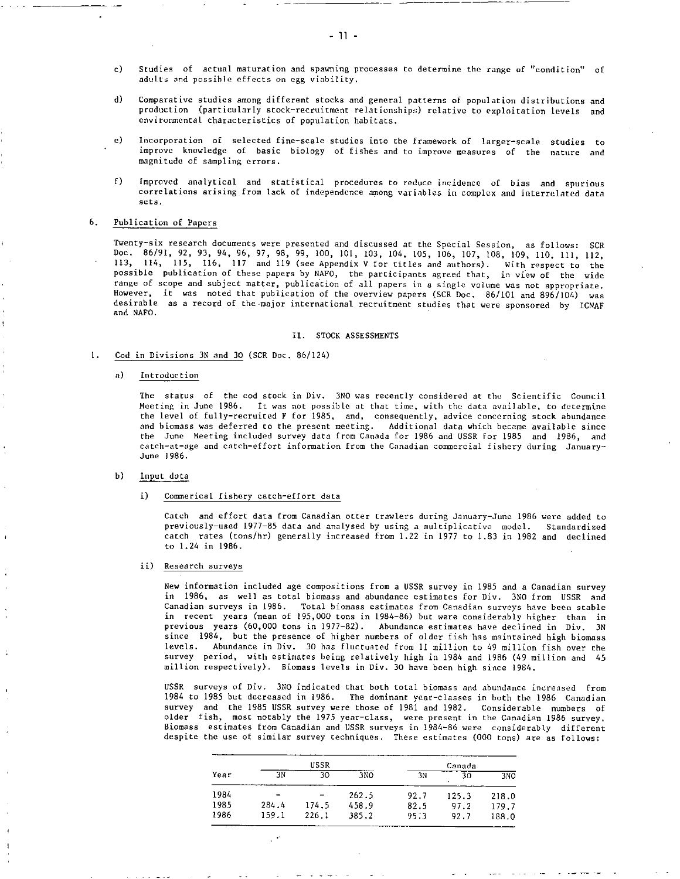c) Studies of actual maturation and spawning processes to determine the range of "condition" of adults and possible effects on egg viability.

d) Comparative studies among different stocks and general patterns of population distributions and production (particularly stock-recruitment relationships) relative to exploitation levels and environmental characteristics of population habitats.

e) Incorporation of selected fine-scale studies into the framework of larger-scale studies to improve knowledge of basic biology of fishes and to improve measures of the nature and magnitude of sampling errors.

f) Improved analytical and statistical procedures to reduce incidence of bias and spurious correlations arising from lack of independence among variables in complex and interrelated data sets.

6. Publication of Papers

Twenty-six research documents were presented and discussed at the Special Session, as follows: SCR Doc. 86/91, 92, 93, 94, 96, 97, 98, 99, 100, 101, 103, 104, 105, 106, 107, 108, 109, 110, 111, 112, 113, 114, 115, 116, 117 and 119 (see Appendix V for titles and authors). With respect to the possible publication of these papers by NAFO, the participants agreed that, in view of the wide range of scope and subject matter, publication of all papers in a single volume was not appropriate. However, it was noted that publication of the overview papers (SCR Doc. 86/101 and 896/104) was desirable as a record of the major international recruitment studies that were sponsored by ICNAF and NAFO.

## II. STOCK ASSESSMENTS

1. Cod in Divisions 3N and 3O (SCR Doc. 86/124)

a) Introduction

The status of the cod stock in Div. 3NO was recently considered at the Scientific Council Meeting in June 1986. It was not possible at that time, with the data available, to determine the level of fully-recruited F for 1985, and, consequently, advice concerning stock abundance and biomass was deferred to the present meeting. Additional data which became available since the June Meeting included survey data from Canada for 1986 and USSR for 1985 and 1986, and catch-at-age and catch-effort information from the Canadian commercial fishery during January-June 1986.

b) Input data

i) Commerical fishery catch-effort data

Catch and effort data from Canadian otter trawlers during January-June 1986 were added to previously-used 1977-85 data and analysed by using a multiplicative model. Standardized catch rates (tons/hr) generally increased from 1.22 in 1977 to 1.83 in 1982 and declined to 1.24 in 1986.

ii) Research surveys

New information included age compositions from a USSR survey in 1985 and a Canadian survey in 1986, as well as total biomass and abundance estimates for Div. 3NO from USSR and Canadian surveys in 1986. Total biomass estimates from Canadian surveys have been stable in recent years (mean of 195,000 tons in 1984-86) but were considerably higher than in previous years (60,000 tons in 1977-82). Abundance estimates have declined in Div. 3N since 1984, but the presence of higher numbers of older fish has maintained high biomass levels. Abundance in Div. 3O has fluctuated from 11 million to 49 million fish over the survey period, with estimates being relatively high in 1984 and 1986 (49 million and 45 million respectively). Biomass levels in Div. 3O have been high since 1984.

USSR surveys of Div. 3NO indicated that both total biomass and abundance increased from 1984 to 1985 but decreased in 1986. The dominant year-classes in both the 1986 Canadian survey and the 1985 USSR survey were those of 1981 and 1982. Considerable numbers of older fish, most notably the 1975 year-class, were present in the Canadian 1986 survey. Biomass estimates from Canadian and USSR surveys in 1984-86 were considerably different despite the use of similar survey techniques. These estimates (000 tons) are as follows:

| Year | USSR | | | Canada | | |
|---|---|---|---|---|---|---|
| | 3N | 3O | 3NO | 3N | 3O | 3NO |
| 1984 | - | - | 262.5 | 92.7 | 125.3 | 218.0 |
| 1985 | 284.4 | 174.5 | 458.9 | 82.5 | 97.2 | 179.7 |
| 1986 | 159.1 | 226.1 | 385.2 | 95.3 | 92.7 | 188.0 |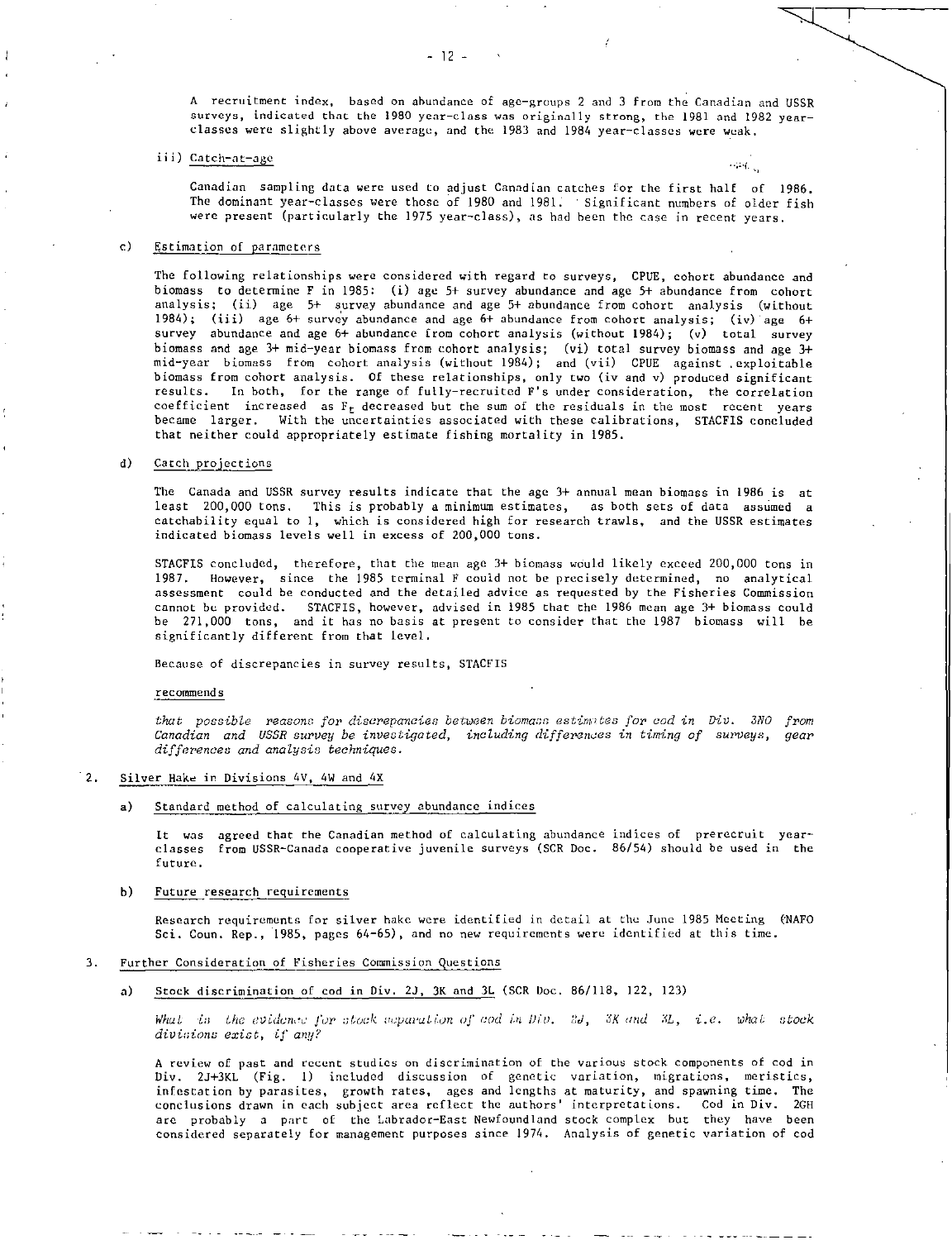A recruitment index, based on abundance of age-groups 2 and 3 from the Canadian and USSR surveys, indicated that the 1980 year-class was originally strong, the 1981 and 1982 year-classes were slightly above average, and the 1983 and 1984 year-classes were weak.

iii) Catch-at-age

Canadian sampling data were used to adjust Canadian catches for the first half of 1986. The dominant year-classes were those of 1980 and 1981. Significant numbers of older fish were present (particularly the 1975 year-class), as had been the case in recent years.

c) Estimation of parameters

The following relationships were considered with regard to surveys, CPUE, cohort abundance and biomass to determine F in 1985: (i) age 5+ survey abundance and age 5+ abundance from cohort analysis; (ii) age 5+ survey abundance and age 5+ abundance from cohort analysis (without 1984); (iii) age 6+ survey abundance and age 6+ abundance from cohort analysis; (iv) age 6+ survey abundance and age 6+ abundance from cohort analysis (without 1984); (v) total survey biomass and age 3+ mid-year biomass from cohort analysis; (vi) total survey biomass and age 3+ mid-year biomass from cohort analysis (without 1984); and (vii) CPUE against exploitable biomass from cohort analysis. Of these relationships, only two (iv and v) produced significant results. In both, for the range of fully-recruited F's under consideration, the correlation coefficient increased as $F_t$ decreased but the sum of the residuals in the most recent years became larger. With the uncertainties associated with these calibrations, STACFIS concluded that neither could appropriately estimate fishing mortality in 1985.

d) Catch projections

The Canada and USSR survey results indicate that the age 3+ annual mean biomass in 1986 is at least 200,000 tons. This is probably a minimum estimates, as both sets of data assumed a catchability equal to 1, which is considered high for research trawls, and the USSR estimates indicated biomass levels well in excess of 200,000 tons.

STACFIS concluded, therefore, that the mean age 3+ biomass would likely exceed 200,000 tons in 1987. However, since the 1985 terminal F could not be precisely determined, no analytical assessment could be conducted and the detailed advice as requested by the Fisheries Commission cannot be provided. STACFIS, however, advised in 1985 that the 1986 mean age 3+ biomass could be 271,000 tons, and it has no basis at present to consider that the 1987 biomass will be significantly different from that level.

Because of discrepancies in survey results, STACFIS

recommends

*that possible reasons for discrepancies between biomass estimates for cod in Div. 3NO from Canadian and USSR survey be investigated, including differences in timing of surveys, gear differences and analysis techniques.*

2. Silver Hake in Divisions 4V, 4W and 4X

a) Standard method of calculating survey abundance indices

It was agreed that the Canadian method of calculating abundance indices of prerecruit year-classes from USSR-Canada cooperative juvenile surveys (SCR Doc. 86/54) should be used in the future.

b) Future research requirements

Research requirements for silver hake were identified in detail at the June 1985 Meeting (NAFO Sci. Coun. Rep., 1985, pages 64-65), and no new requirements were identified at this time.

3. Further Consideration of Fisheries Commission Questions

a) Stock discrimination of cod in Div. 2J, 3K and 3L (SCR Doc. 86/118, 122, 123)

*What is the evidence for stock separation of cod in Div. 2J, 3K and 3L, i.e. what stock divisions exist, if any?*

A review of past and recent studies on discrimination of the various stock components of cod in Div. 2J+3KL (Fig. 1) included discussion of genetic variation, migrations, meristics, infestation by parasites, growth rates, ages and lengths at maturity, and spawning time. The conclusions drawn in each subject area reflect the authors' interpretations. Cod in Div. 2GH are probably a part of the Labrador-East Newfoundland stock complex but they have been considered separately for management purposes since 1974. Analysis of genetic variation of cod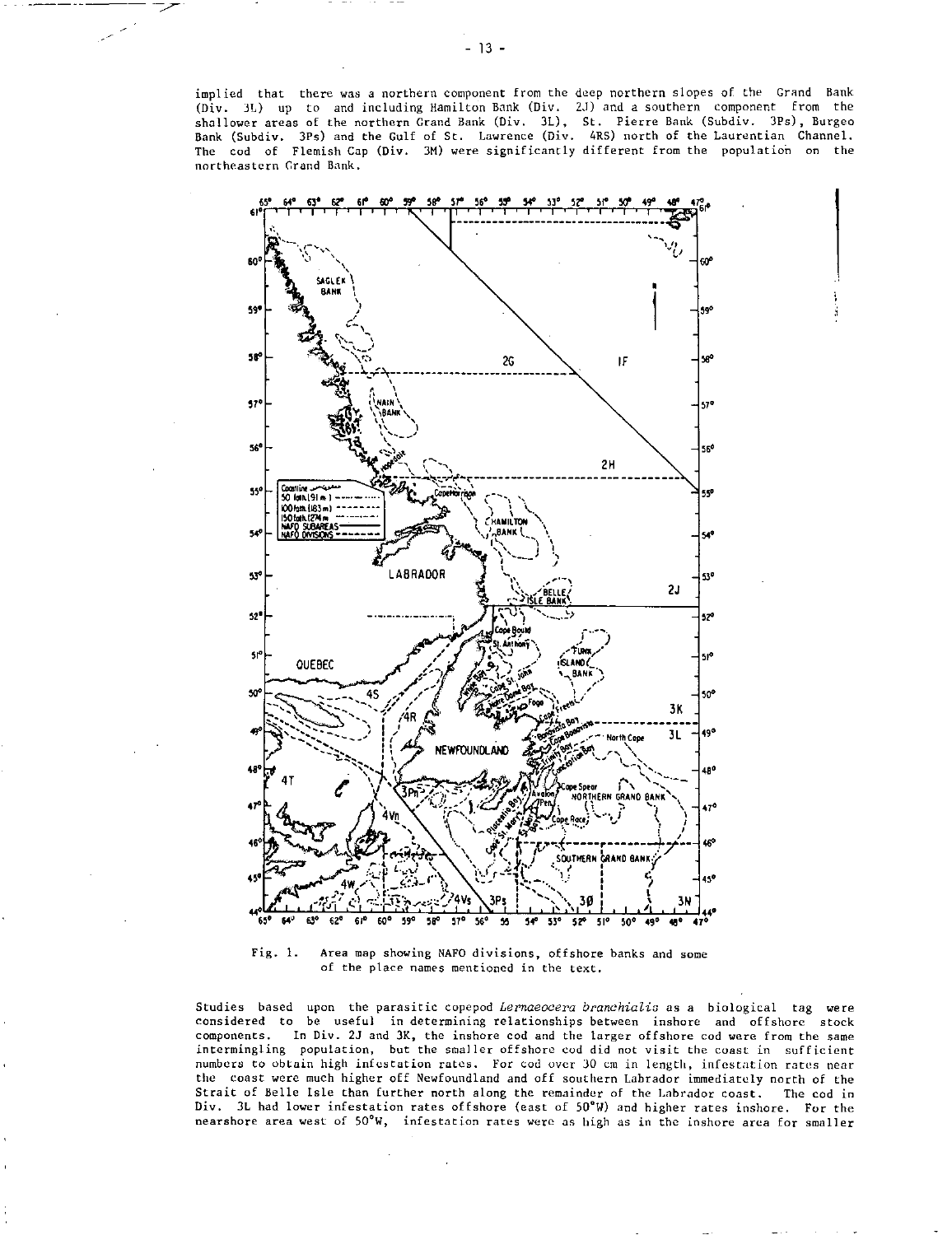implied that there was a northern component from the deep northern slopes of the Grand Bank (Div. 3L) up to and including Hamilton Bank (Div. 2J) and a southern component from the shallower areas of the northern Grand Bank (Div. 3L), St. Pierre Bank (Subdiv. 3Ps), Burgeo Bank (Subdiv. 3Ps) and the Gulf of St. Lawrence (Div. 4RS) north of the Laurentian Channel. The cod of Flemish Cap (Div. 3M) were significantly different from the population on the northeastern Grand Bank.

Fig. 1. Area map showing NAFO divisions, offshore banks and some of the place names mentioned in the text.

Studies based upon the parasitic copepod *Lernaeocera branchialis* as a biological tag were considered to be useful in determining relationships between inshore and offshore stock components. In Div. 2J and 3K, the inshore cod and the larger offshore cod were from the same intermingling population, but the smaller offshore cod did not visit the coast in sufficient numbers to obtain high infestation rates. For cod over 30 cm in length, infestation rates near the coast were much higher off Newfoundland and off southern Labrador immediately north of the Strait of Belle Isle than further north along the remainder of the Labrador coast. The cod in Div. 3L had lower infestation rates offshore (east of 50°W) and higher rates inshore. For the nearshore area west of 50°W, infestation rates were as high as in the inshore area for smaller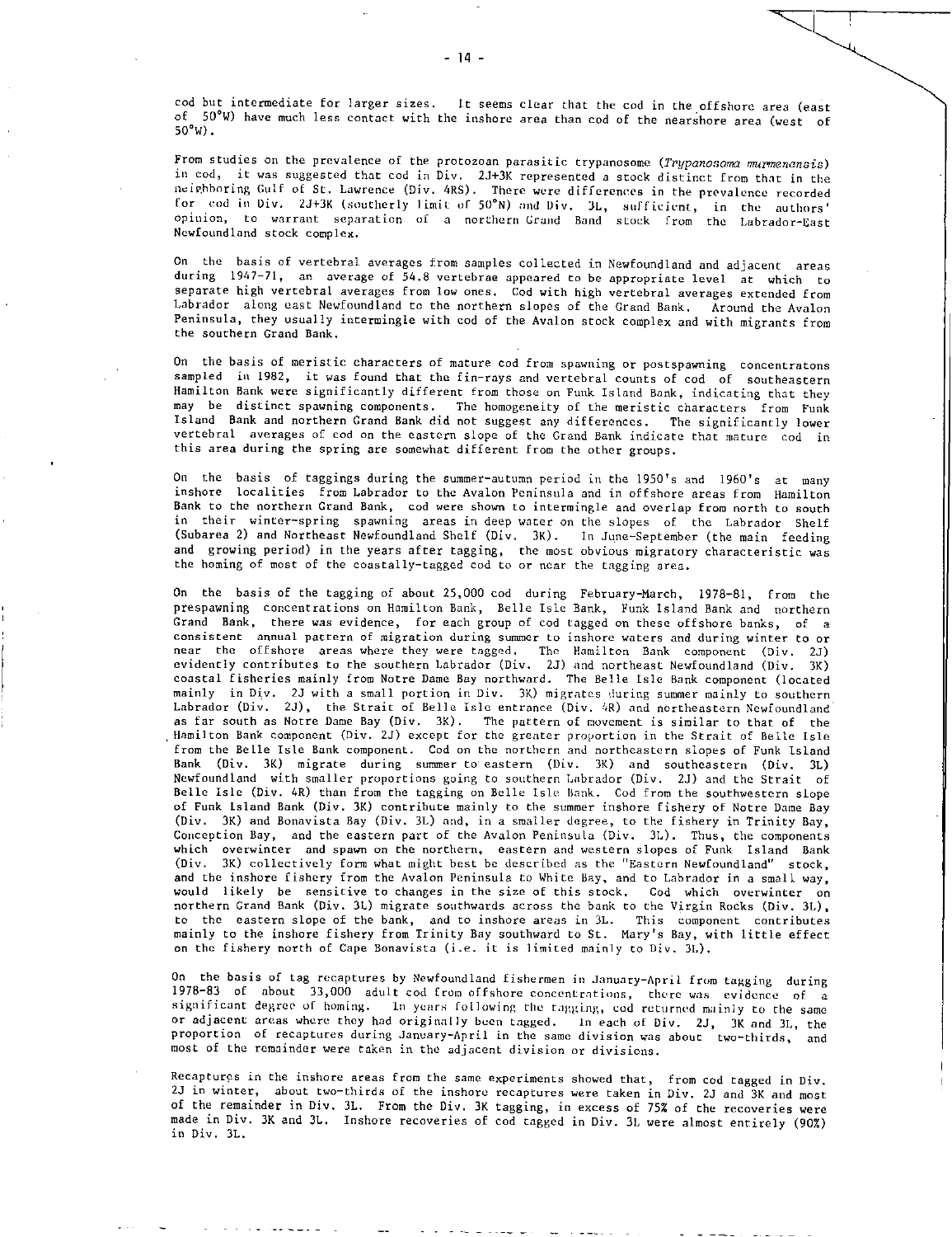cod but intermediate for larger sizes. It seems clear that the cod in the offshore area (east of 50°W) have much less contact with the inshore area than cod of the nearshore area (west of 50°W).

From studies on the prevalence of the protozoan parasitic trypanosome (*Trypanosoma murmanensis*) in cod, it was suggested that cod in Div. 2J+3K represented a stock distinct from that in the neighboring Gulf of St. Lawrence (Div. 4RS). There were differences in the prevalence recorded for cod in Div. 2J+3K (southerly limit of 50°N) and Div. 3L, sufficient, in the authors' opinion, to warrant separation of a northern Grand Band stock from the Labrador-East Newfoundland stock complex.

On the basis of vertebral averages from samples collected in Newfoundland and adjacent areas during 1947-71, an average of 54.8 vertebrae appeared to be appropriate level at which to separate high vertebral averages from low ones. Cod with high vertebral averages extended from Labrador along east Newfoundland to the northern slopes of the Grand Bank. Around the Avalon Peninsula, they usually intermingle with cod of the Avalon stock complex and with migrants from the southern Grand Bank.

On the basis of meristic characters of mature cod from spawning or postspawning concentratons sampled in 1982, it was found that the fin-rays and vertebral counts of cod of southeastern Hamilton Bank were significantly different from those on Funk Island Bank, indicating that they may be distinct spawning components. The homogeneity of the meristic characters from Funk Island Bank and northern Grand Bank did not suggest any differences. The significantly lower vertebral averages of cod on the eastern slope of the Grand Bank indicate that mature cod in this area during the spring are somewhat different from the other groups.

On the basis of taggings during the summer-autumn period in the 1950's and 1960's at many inshore localities from Labrador to the Avalon Peninsula and in offshore areas from Hamilton Bank to the northern Grand Bank, cod were shown to intermingle and overlap from north to south in their winter-spring spawning areas in deep water on the slopes of the Labrador Shelf (Subarea 2) and Northeast Newfoundland Shelf (Div. 3K). In June-September (the main feeding and growing period) in the years after tagging, the most obvious migratory characteristic was the homing of most of the coastally-tagged cod to or near the tagging area.

On the basis of the tagging of about 25,000 cod during February-March, 1978-81, from the prespawning concentrations on Hamilton Bank, Belle Isle Bank, Funk Island Bank and northern Grand Bank, there was evidence, for each group of cod tagged on these offshore banks, of a consistent annual pattern of migration during summer to inshore waters and during winter to or near the offshore areas where they were tagged. The Hamilton Bank component (Div. 2J) evidently contributes to the southern Labrador (Div. 2J) and northeast Newfoundland (Div. 3K) coastal fisheries mainly from Notre Dame Bay northward. The Belle Isle Bank component (located mainly in Div. 2J with a small portion in Div. 3K) migrates during summer mainly to southern Labrador (Div. 2J), the Strait of Belle Isle entrance (Div. 4R) and northeastern Newfoundland as far south as Notre Dame Bay (Div. 3K). The pattern of movement is similar to that of the Hamilton Bank component (Div. 2J) except for the greater proportion in the Strait of Belle Isle from the Belle Isle Bank component. Cod on the northern and northeastern slopes of Funk Island Bank (Div. 3K) migrate during summer to eastern (Div. 3K) and southeastern (Div. 3L) Newfoundland with smaller proportions going to southern Labrador (Div. 2J) and the Strait of Belle Isle (Div. 4R) than from the tagging on Belle Isle Bank. Cod from the southwestern slope of Funk Island Bank (Div. 3K) contribute mainly to the summer inshore fishery of Notre Dame Bay (Div. 3K) and Bonavista Bay (Div. 3L) and, in a smaller degree, to the fishery in Trinity Bay, Conception Bay, and the eastern part of the Avalon Peninsula (Div. 3L). Thus, the components which overwinter and spawn on the northern, eastern and western slopes of Funk Island Bank (Div. 3K) collectively form what might best be described as the "Eastern Newfoundland" stock, and the inshore fishery from the Avalon Peninsula to White Bay, and to Labrador in a small way, would likely be sensitive to changes in the size of this stock. Cod which overwinter on northern Grand Bank (Div. 3L) migrate southwards across the bank to the Virgin Rocks (Div. 3L), to the eastern slope of the bank, and to inshore areas in 3L. This component contributes mainly to the inshore fishery from Trinity Bay southward to St. Mary's Bay, with little effect on the fishery north of Cape Bonavista (i.e. it is limited mainly to Div. 3L).

On the basis of tag recaptures by Newfoundland fishermen in January-April from tagging during 1978-83 of about 33,000 adult cod from offshore concentrations, there was evidence of a significant degree of homing. In years following the tagging, cod returned mainly to the same or adjacent areas where they had originally been tagged. In each of Div. 2J, 3K and 3L, the proportion of recaptures during January-April in the same division was about two-thirds, and most of the remainder were taken in the adjacent division or divisions.

Recaptures in the inshore areas from the same experiments showed that, from cod tagged in Div. 2J in winter, about two-thirds of the inshore recaptures were taken in Div. 2J and 3K and most of the remainder in Div. 3L. From the Div. 3K tagging, in excess of 75% of the recoveries were made in Div. 3K and 3L. Inshore recoveries of cod tagged in Div. 3L were almost entirely (90%) in Div. 3L.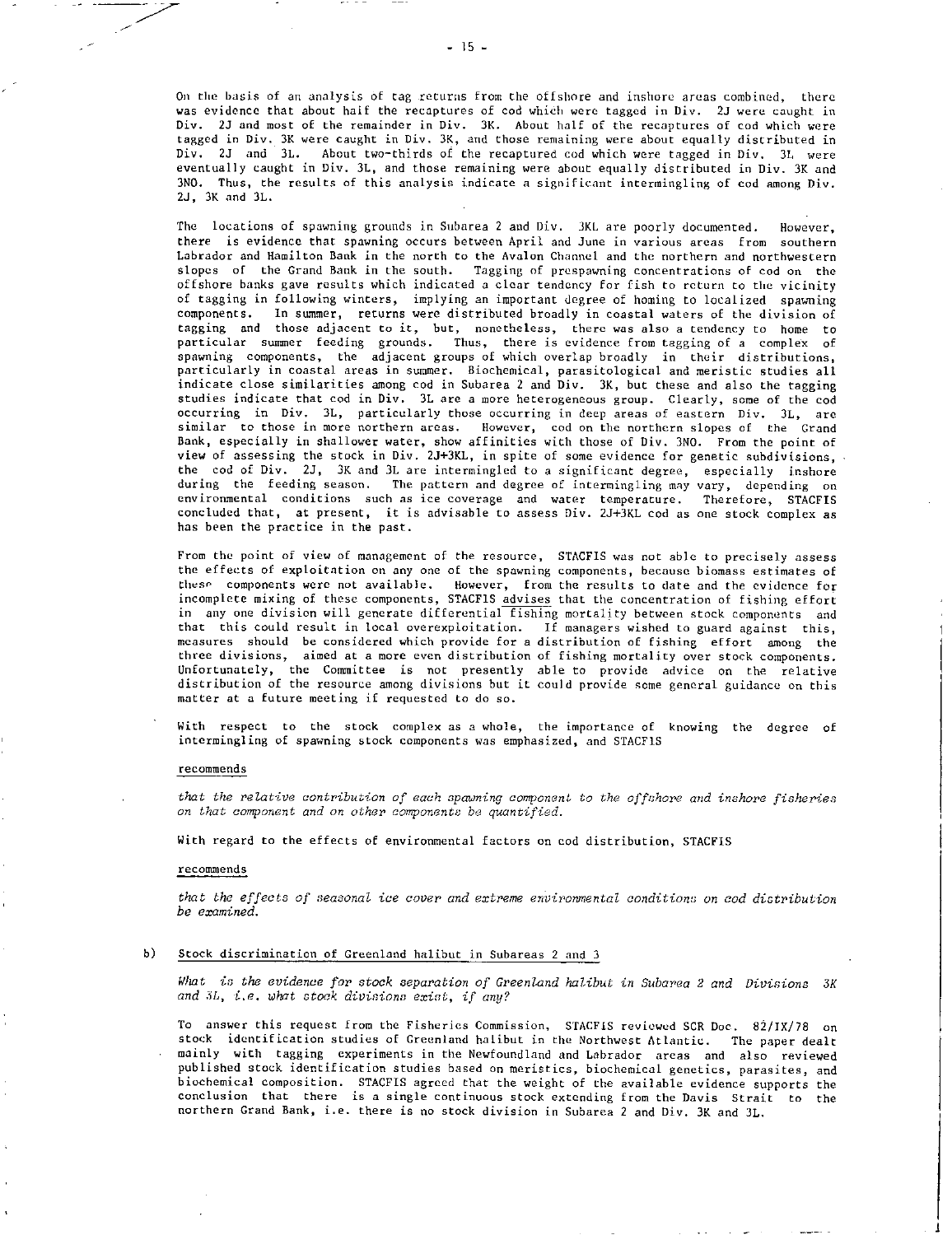On the basis of an analysis of tag returns from the offshore and inshore areas combined, there was evidence that about half the recaptures of cod which were tagged in Div. 2J were caught in Div. 2J and most of the remainder in Div. 3K. About half of the recaptures of cod which were tagged in Div. 3K were caught in Div. 3K, and those remaining were about equally distributed in Div. 2J and 3L. About two-thirds of the recaptured cod which were tagged in Div. 3L were eventually caught in Div. 3L, and those remaining were about equally distributed in Div. 3K and 3NO. Thus, the results of this analysis indicate a significant intermingling of cod among Div. 2J, 3K and 3L.

The locations of spawning grounds in Subarea 2 and Div. 3KL are poorly documented. However, there is evidence that spawning occurs between April and June in various areas from southern Labrador and Hamilton Bank in the north to the Avalon Channel and the northern and northwestern slopes of the Grand Bank in the south. Tagging of prespawning concentrations of cod on the offshore banks gave results which indicated a clear tendency for fish to return to the vicinity of tagging in following winters, implying an important degree of homing to localized spawning components. In summer, returns were distributed broadly in coastal waters of the division of tagging and those adjacent to it, but, nonetheless, there was also a tendency to home to particular summer feeding grounds. Thus, there is evidence from tagging of a complex of spawning components, the adjacent groups of which overlap broadly in their distributions, particularly in coastal areas in summer. Biochemical, parasitological and meristic studies all indicate close similarities among cod in Subarea 2 and Div. 3K, but these and also the tagging studies indicate that cod in Div. 3L are a more heterogeneous group. Clearly, some of the cod occurring in Div. 3L, particularly those occurring in deep areas of eastern Div. 3L, are similar to those in more northern areas. However, cod on the northern slopes of the Grand Bank, especially in shallower water, show affinities with those of Div. 3NO. From the point of view of assessing the stock in Div. 2J+3KL, in spite of some evidence for genetic subdivisions, the cod of Div. 2J, 3K and 3L are intermingled to a significant degree, especially inshore during the feeding season. The pattern and degree of intermingling may vary, depending on environmental conditions such as ice coverage and water temperature. Therefore, STACFIS concluded that, at present, it is advisable to assess Div. 2J+3KL cod as one stock complex as has been the practice in the past.

From the point of view of management of the resource, STACFIS was not able to precisely assess the effects of exploitation on any one of the spawning components, because biomass estimates of these components were not available. However, from the results to date and the evidence for incomplete mixing of these components, STACFIS advises that the concentration of fishing effort in any one division will generate differential fishing mortality between stock components and that this could result in local overexploitation. If managers wished to guard against this, measures should be considered which provide for a distribution of fishing effort among the three divisions, aimed at a more even distribution of fishing mortality over stock components. Unfortunately, the Committee is not presently able to provide advice on the relative distribution of the resource among divisions but it could provide some general guidance on this matter at a future meeting if requested to do so.

With respect to the stock complex as a whole, the importance of knowing the degree of intermingling of spawning stock components was emphasized, and STACFIS

recommends

*that the relative contribution of each spawning component to the offshore and inshore fisheries on that component and on other components be quantified.*

With regard to the effects of environmental factors on cod distribution, STACFIS

recommends

*that the effects of seasonal ice cover and extreme environmental conditions on cod distribution be examined.*

b) Stock discrimination of Greenland halibut in Subareas 2 and 3

*What is the evidence for stock separation of Greenland halibut in Subarea 2 and Divisions 3K and 3L, i.e. what stock divisions exist, if any?*

To answer this request from the Fisheries Commission, STACFIS reviewed SCR Doc. 82/IX/78 on stock identification studies of Greenland halibut in the Northwest Atlantic. The paper dealt mainly with tagging experiments in the Newfoundland and Labrador areas and also reviewed published stock identification studies based on meristics, biochemical genetics, parasites, and biochemical composition. STACFIS agreed that the weight of the available evidence supports the conclusion that there is a single continuous stock extending from the Davis Strait to the northern Grand Bank, i.e. there is no stock division in Subarea 2 and Div. 3K and 3L.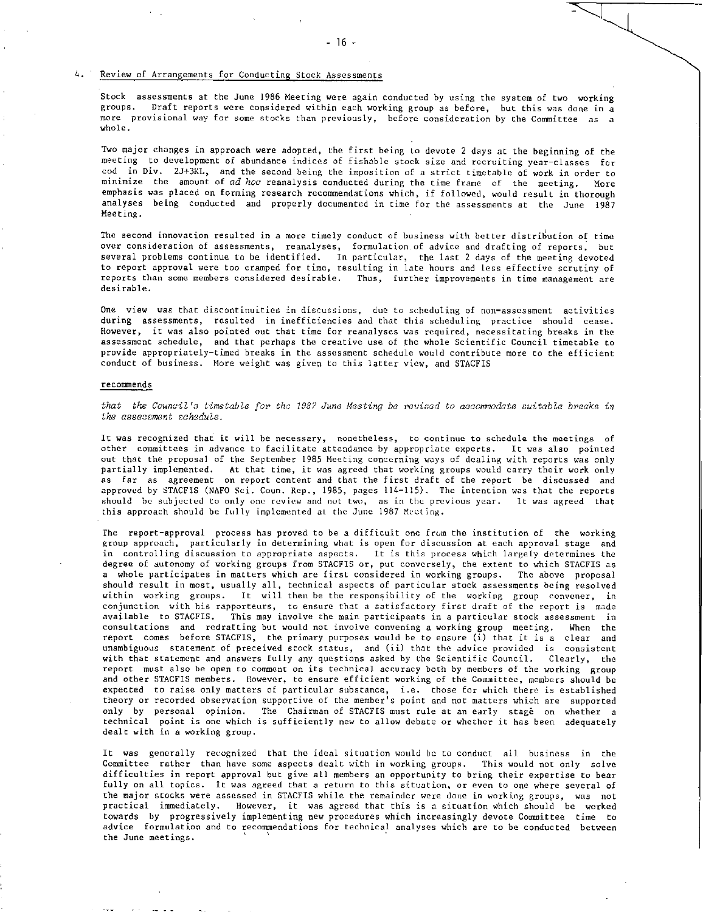4. Review of Arrangements for Conducting Stock Assessments

Stock assessments at the June 1986 Meeting were again conducted by using the system of two working groups. Draft reports were considered within each working group as before, but this was done in a more provisional way for some stocks than previously, before consideration by the Committee as a whole.

Two major changes in approach were adopted, the first being to devote 2 days at the beginning of the meeting to development of abundance indices of fishable stock size and recruiting year-classes for cod in Div. 2J+3KL, and the second being the imposition of a strict timetable of work in order to minimize the amount of *ad hoc* reanalysis conducted during the time frame of the meeting. More emphasis was placed on forming research recommendations which, if followed, would result in thorough analyses being conducted and properly documented in time for the assessments at the June 1987 Meeting.

The second innovation resulted in a more timely conduct of business with better distribution of time over consideration of assessments, reanalyses, formulation of advice and drafting of reports, but several problems continue to be identified. In particular, the last 2 days of the meeting devoted to report approval were too cramped for time, resulting in late hours and less effective scrutiny of reports than some members considered desirable. Thus, further improvements in time management are desirable.

One view was that discontinuities in discussions, due to scheduling of non-assessment activities during assessments, resulted in inefficiencies and that this scheduling practice should cease. However, it was also pointed out that time for reanalyses was required, necessitating breaks in the assessment schedule, and that perhaps the creative use of the whole Scientific Council timetable to provide appropriately-timed breaks in the assessment schedule would contribute more to the efficient conduct of business. More weight was given to this latter view, and STACFIS

recommends

*that the Council's timetable for the 1987 June Meeting be revised to accommodate suitable breaks in the assessment schedule.*

It was recognized that it will be necessary, nonetheless, to continue to schedule the meetings of other committees in advance to facilitate attendance by appropriate experts. It was also pointed out that the proposal of the September 1985 Meeting concerning ways of dealing with reports was only partially implemented. At that time, it was agreed that working groups would carry their work only as far as agreement on report content and that the first draft of the report be discussed and approved by STACFIS (NAFO Sci. Coun. Rep., 1985, pages 114-115). The intention was that the reports should be subjected to only one review and not two, as in the previous year. It was agreed that this approach should be fully implemented at the June 1987 Meeting.

The report-approval process has proved to be a difficult one from the institution of the working group approach, particularly in determining what is open for discussion at each approval stage and in controlling discussion to appropriate aspects. It is this process which largely determines the degree of autonomy of working groups from STACFIS or, put conversely, the extent to which STACFIS as a whole participates in matters which are first considered in working groups. The above proposal should result in most, usually all, technical aspects of particular stock assessments being resolved within working groups. It will then be the responsibility of the working group convener, in conjunction with his rapporteurs, to ensure that a satisfactory first draft of the report is made available to STACFIS. This may involve the main participants in a particular stock assessment in consultations and redrafting but would not involve convening a working group meeting. When the report comes before STACFIS, the primary purposes would be to ensure (i) that it is a clear and unambiguous statement of preceived stock status, and (ii) that the advice provided is consistent with that statement and answers fully any questions asked by the Scientific Council. Clearly, the report must also be open to comment on its technical accuracy both by members of the working group and other STACFIS members. However, to ensure efficient working of the Committee, members should be expected to raise only matters of particular substance, i.e. those for which there is established theory or recorded observation supportive of the member's point and not matters which are supported only by personal opinion. The Chairman of STACFIS must rule at an early stage on whether a technical point is one which is sufficiently new to allow debate or whether it has been adequately dealt with in a working group.

It was generally recognized that the ideal situation would be to conduct all business in the Committee rather than have some aspects dealt with in working groups. This would not only solve difficulties in report approval but give all members an opportunity to bring their expertise to bear fully on all topics. It was agreed that a return to this situation, or even to one where several of the major stocks were assessed in STACFIS while the remainder were done in working groups, was not practical immediately. However, it was agreed that this is a situation which should be worked towards by progressively implementing new procedures which increasingly devote Committee time to advice formulation and to recommendations for technical analyses which are to be conducted between the June meetings.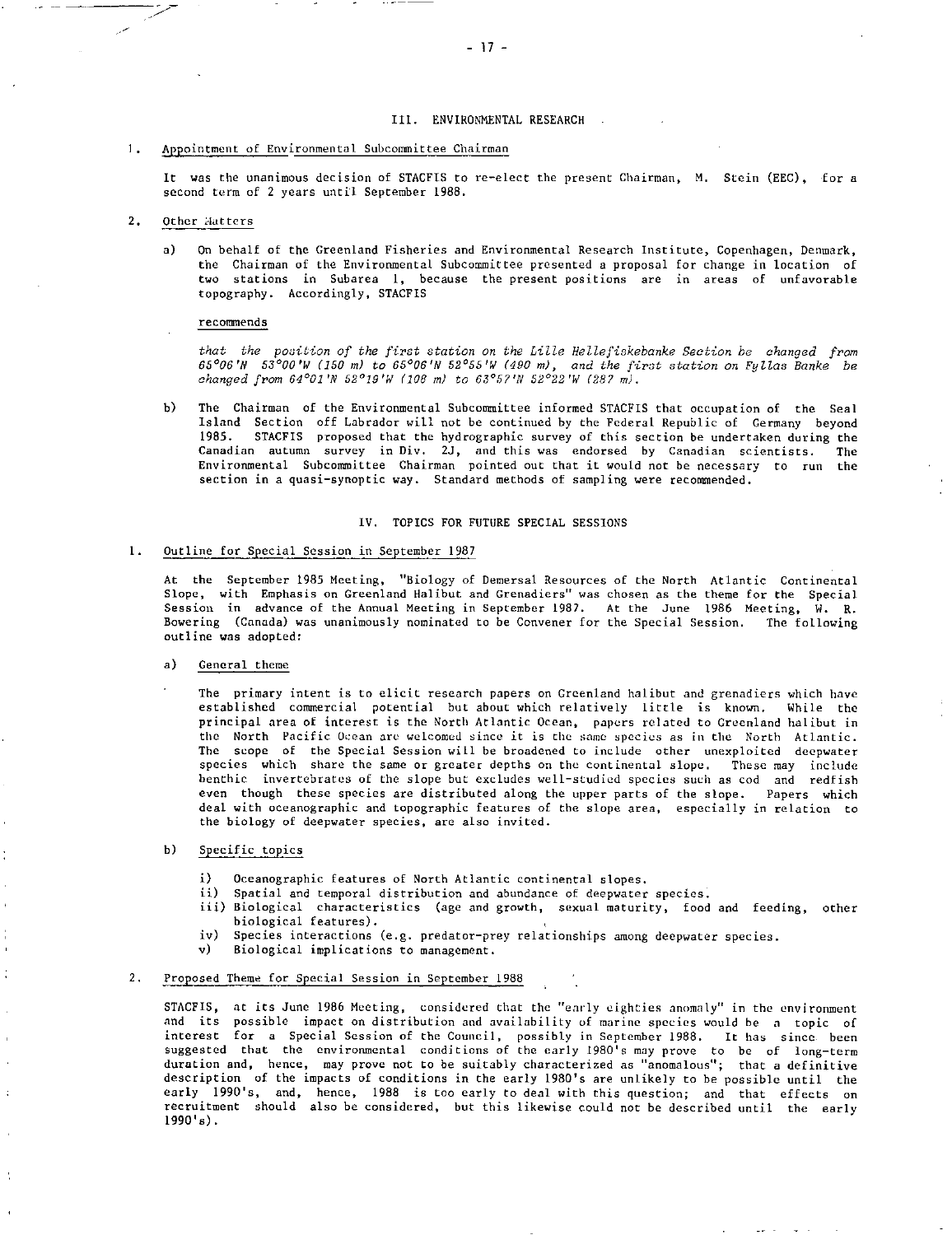## III. ENVIRONMENTAL RESEARCH

1. Appointment of Environmental Subcommittee Chairman

It was the unanimous decision of STACFIS to re-elect the present Chairman, M. Stein (EEC), for a second term of 2 years until September 1988.

2. Other Matters

a) On behalf of the Greenland Fisheries and Environmental Research Institute, Copenhagen, Denmark, the Chairman of the Environmental Subcommittee presented a proposal for change in location of two stations in Subarea 1, because the present positions are in areas of unfavorable topography. Accordingly, STACFIS

recommends

*that the position of the first station on the Lille Hellefiskebanke Section be changed from 65°06'N 53°00'W (150 m) to 65°06'N 52°55'W (490 m), and the first station on Fyllas Banke be changed from 64°01'N 52°19'W (108 m) to 63°57'N 52°22'W (287 m).*

b) The Chairman of the Environmental Subcommittee informed STACFIS that occupation of the Seal Island Section off Labrador will not be continued by the Federal Republic of Germany beyond 1985. STACFIS proposed that the hydrographic survey of this section be undertaken during the Canadian autumn survey in Div. 2J, and this was endorsed by Canadian scientists. The Environmental Subcommittee Chairman pointed out that it would not be necessary to run the section in a quasi-synoptic way. Standard methods of sampling were recommended.

## IV. TOPICS FOR FUTURE SPECIAL SESSIONS

1. Outline for Special Session in September 1987

At the September 1985 Meeting, "Biology of Demersal Resources of the North Atlantic Continental Slope, with Emphasis on Greenland Halibut and Grenadiers" was chosen as the theme for the Special Session in advance of the Annual Meeting in September 1987. At the June 1986 Meeting, W. R. Bowering (Canada) was unanimously nominated to be Convener for the Special Session. The following outline was adopted:

a) General theme

The primary intent is to elicit research papers on Greenland halibut and grenadiers which have established commercial potential but about which relatively little is known. While the principal area of interest is the North Atlantic Ocean, papers related to Greenland halibut in the North Pacific Ocean are welcomed since it is the same species as in the North Atlantic. The scope of the Special Session will be broadened to include other unexploited deepwater species which share the same or greater depths on the continental slope. These may include benthic invertebrates of the slope but excludes well-studied species such as cod and redfish even though these species are distributed along the upper parts of the slope. Papers which deal with oceanographic and topographic features of the slope area, especially in relation to the biology of deepwater species, are also invited.

b) Specific topics

i) Oceanographic features of North Atlantic continental slopes.
ii) Spatial and temporal distribution and abundance of deepwater species.
iii) Biological characteristics (age and growth, sexual maturity, food and feeding, other biological features).
iv) Species interactions (e.g. predator-prey relationships among deepwater species.
v) Biological implications to management.

2. Proposed Theme for Special Session in September 1988

STACFIS, at its June 1986 Meeting, considered that the "early eighties anomaly" in the environment and its possible impact on distribution and availability of marine species would be a topic of interest for a Special Session of the Council, possibly in September 1988. It has since been suggested that the environmental conditions of the early 1980's may prove to be of long-term duration and, hence, may prove not to be suitably characterized as "anomalous"; that a definitive description of the impacts of conditions in the early 1980's are unlikely to be possible until the early 1990's, and, hence, 1988 is too early to deal with this question; and that effects on recruitment should also be considered, but this likewise could not be described until the early 1990's).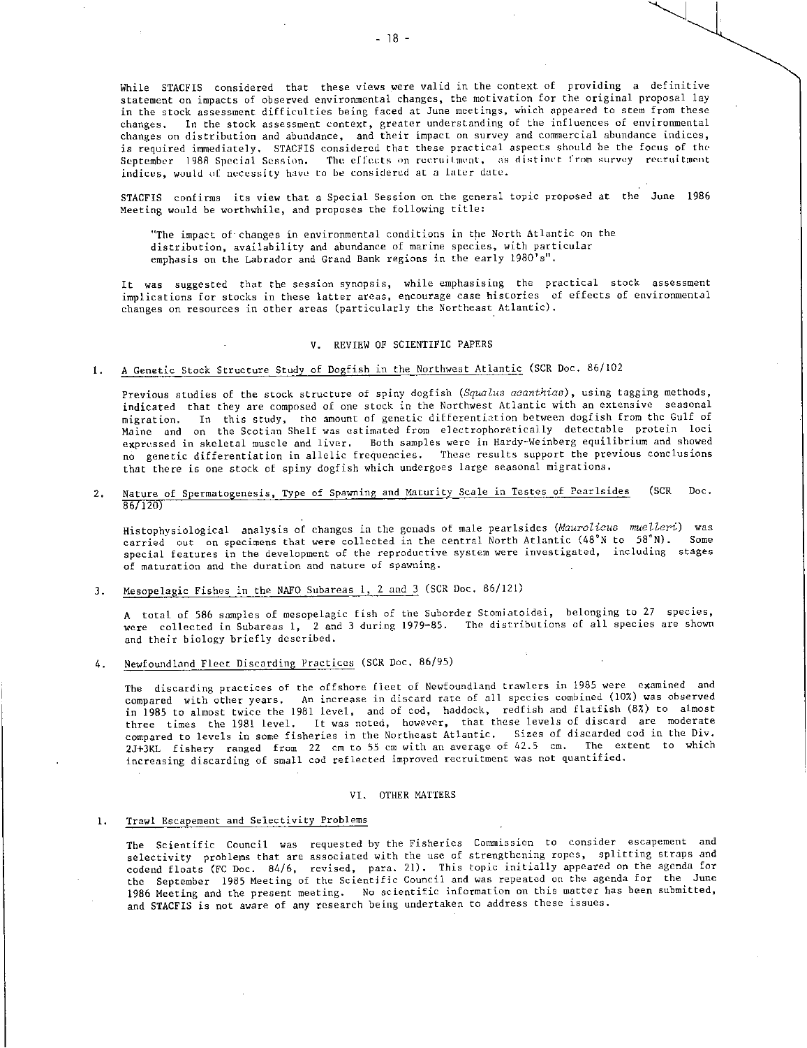While STACFIS considered that these views were valid in the context of providing a definitive statement on impacts of observed environmental changes, the motivation for the original proposal lay in the stock assessment difficulties being faced at June meetings, which appeared to stem from these changes. In the stock assessment context, greater understanding of the influences of environmental changes on distribution and abundance, and their impact on survey and commercial abundance indices, is required immediately. STACFIS considered that these practical aspects should be the focus of the September 1988 Special Session. The effects on recruitment, as distinct from survey recruitment indices, would of necessity have to be considered at a later date.

STACFIS confirms its view that a Special Session on the general topic proposed at the June 1986 Meeting would be worthwhile, and proposes the following title:

> "The impact of changes in environmental conditions in the North Atlantic on the distribution, availability and abundance of marine species, with particular emphasis on the Labrador and Grand Bank regions in the early 1980's".

It was suggested that the session synopsis, while emphasising the practical stock assessment implications for stocks in these latter areas, encourage case histories of effects of environmental changes on resources in other areas (particularly the Northeast Atlantic).

## V. REVIEW OF SCIENTIFIC PAPERS

### 1. A Genetic Stock Structure Study of Dogfish in the Northwest Atlantic (SCR Doc. 86/102

Previous studies of the stock structure of spiny dogfish (*Squalus acanthias*), using tagging methods, indicated that they are composed of one stock in the Northwest Atlantic with an extensive seasonal migration. In this study, the amount of genetic differentiation between dogfish from the Gulf of Maine and on the Scotian Shelf was estimated from electrophoretically detectable protein loci expressed in skeletal muscle and liver. Both samples were in Hardy-Weinberg equilibrium and showed no genetic differentiation in allelic frequencies. These results support the previous conclusions that there is one stock of spiny dogfish which undergoes large seasonal migrations.

### 2. Nature of Spermatogenesis, Type of Spawning and Maturity Scale in Testes of Pearlsides (SCR Doc. 86/120)

Histophysiological analysis of changes in the gonads of male pearlsides (*Maurolicus muelleri*) was carried out on specimens that were collected in the central North Atlantic (48°N to 58°N). Some special features in the development of the reproductive system were investigated, including stages of maturation and the duration and nature of spawning.

### 3. Mesopelagic Fishes in the NAFO Subareas 1, 2 and 3 (SCR Doc. 86/121)

A total of 586 samples of mesopelagic fish of the Suborder Stomiatoidei, belonging to 27 species, were collected in Subareas 1, 2 and 3 during 1979-85. The distributions of all species are shown and their biology briefly described.

### 4. Newfoundland Fleet Discarding Practices (SCR Doc. 86/95)

The discarding practices of the offshore fleet of Newfoundland trawlers in 1985 were examined and compared with other years. An increase in discard rate of all species combined (10%) was observed in 1985 to almost twice the 1981 level, and of cod, haddock, redfish and flatfish (8%) to almost three times the 1981 level. It was noted, however, that these levels of discard are moderate compared to levels in some fisheries in the Northeast Atlantic. Sizes of discarded cod in the Div. 2J+3KL fishery ranged from 22 cm to 55 cm with an average of 42.5 cm. The extent to which increasing discarding of small cod reflected improved recruitment was not quantified.

## VI. OTHER MATTERS

### 1. Trawl Escapement and Selectivity Problems

The Scientific Council was requested by the Fisheries Commission to consider escapement and selectivity problems that are associated with the use of strengthening ropes, splitting straps and codend floats (FC Doc. 84/6, revised, para. 21). This topic initially appeared on the agenda for the September 1985 Meeting of the Scientific Council and was repeated on the agenda for the June 1986 Meeting and the present meeting. No scientific information on this matter has been submitted, and STACFIS is not aware of any research being undertaken to address these issues.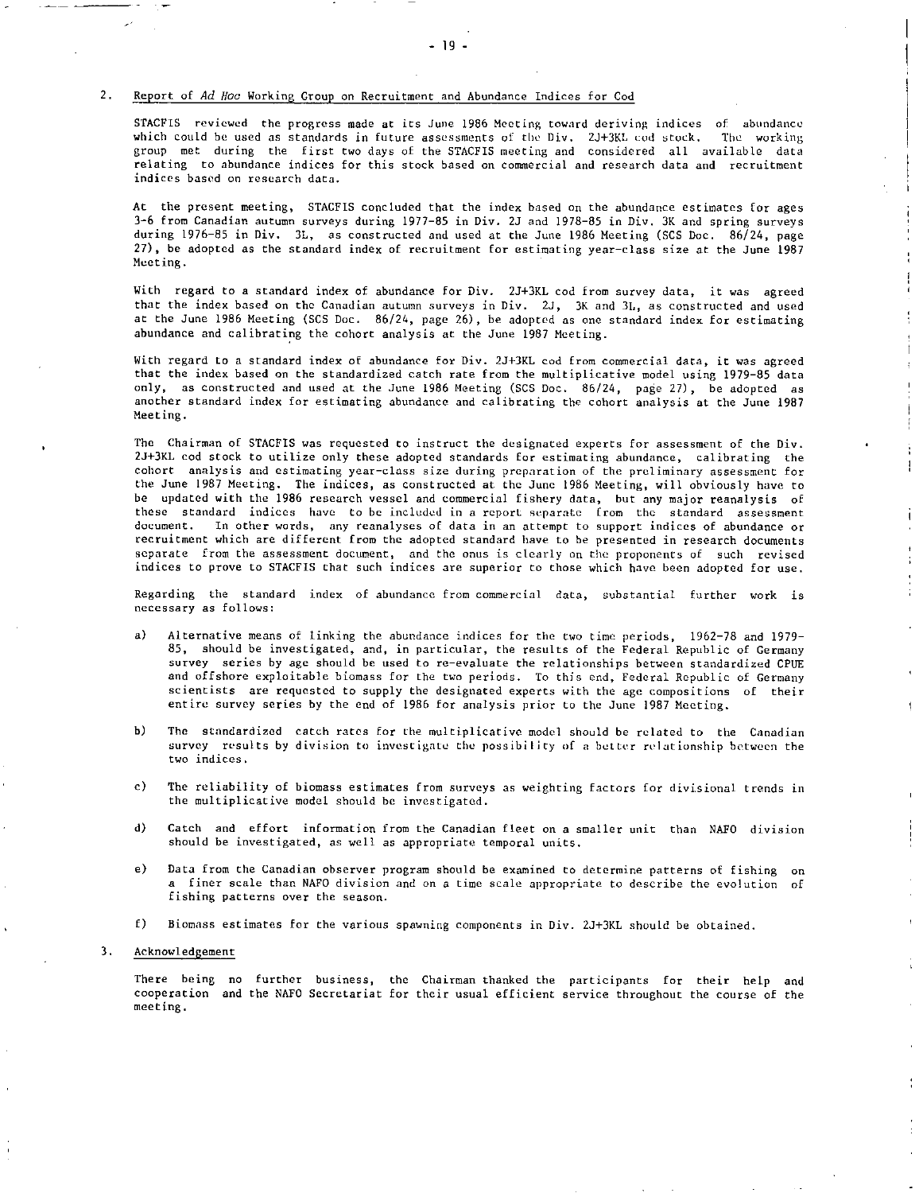## 2. Report of *Ad Hoc* Working Group on Recruitment and Abundance Indices for Cod

STACFIS reviewed the progress made at its June 1986 Meeting toward deriving indices of abundance which could be used as standards in future assessments of the Div. 2J+3KL cod stock. The working group met during the first two days of the STACFIS meeting and considered all available data relating to abundance indices for this stock based on commercial and research data and recruitment indices based on research data.

At the present meeting, STACFIS concluded that the index based on the abundance estimates for ages 3-6 from Canadian autumn surveys during 1977-85 in Div. 2J and 1978-85 in Div. 3K and spring surveys during 1976-85 in Div. 3L, as constructed and used at the June 1986 Meeting (SCS Doc. 86/24, page 27), be adopted as the standard index of recruitment for estimating year-class size at the June 1987 Meeting.

With regard to a standard index of abundance for Div. 2J+3KL cod from survey data, it was agreed that the index based on the Canadian autumn surveys in Div. 2J, 3K and 3L, as constructed and used at the June 1986 Meeting (SCS Doc. 86/24, page 26), be adopted as one standard index for estimating abundance and calibrating the cohort analysis at the June 1987 Meeting.

With regard to a standard index of abundance for Div. 2J+3KL cod from commercial data, it was agreed that the index based on the standardized catch rate from the multiplicative model using 1979-85 data only, as constructed and used at the June 1986 Meeting (SCS Doc. 86/24, page 27), be adopted as another standard index for estimating abundance and calibrating the cohort analysis at the June 1987 Meeting.

The Chairman of STACFIS was requested to instruct the designated experts for assessment of the Div. 2J+3KL cod stock to utilize only these adopted standards for estimating abundance, calibrating the cohort analysis and estimating year-class size during preparation of the preliminary assessment for the June 1987 Meeting. The indices, as constructed at the June 1986 Meeting, will obviously have to be updated with the 1986 research vessel and commercial fishery data, but any major reanalysis of these standard indices have to be included in a report separate from the standard assessment document. In other words, any reanalyses of data in an attempt to support indices of abundance or recruitment which are different from the adopted standard have to be presented in research documents separate from the assessment document, and the onus is clearly on the proponents of such revised indices to prove to STACFIS that such indices are superior to those which have been adopted for use.

Regarding the standard index of abundance from commercial data, substantial further work is necessary as follows:

a) Alternative means of linking the abundance indices for the two time periods, 1962-78 and 1979-85, should be investigated, and, in particular, the results of the Federal Republic of Germany survey series by age should be used to re-evaluate the relationships between standardized CPUE and offshore exploitable biomass for the two periods. To this end, Federal Republic of Germany scientists are requested to supply the designated experts with the age compositions of their entire survey series by the end of 1986 for analysis prior to the June 1987 Meeting.

b) The standardized catch rates for the multiplicative model should be related to the Canadian survey results by division to investigate the possibility of a better relationship between the two indices.

c) The reliability of biomass estimates from surveys as weighting factors for divisional trends in the multiplicative model should be investigated.

d) Catch and effort information from the Canadian fleet on a smaller unit than NAFO division should be investigated, as well as appropriate temporal units.

e) Data from the Canadian observer program should be examined to determine patterns of fishing on a finer scale than NAFO division and on a time scale appropriate to describe the evolution of fishing patterns over the season.

f) Biomass estimates for the various spawning components in Div. 2J+3KL should be obtained.

## 3. Acknowledgement

There being no further business, the Chairman thanked the participants for their help and cooperation and the NAFO Secretariat for their usual efficient service throughout the course of the meeting.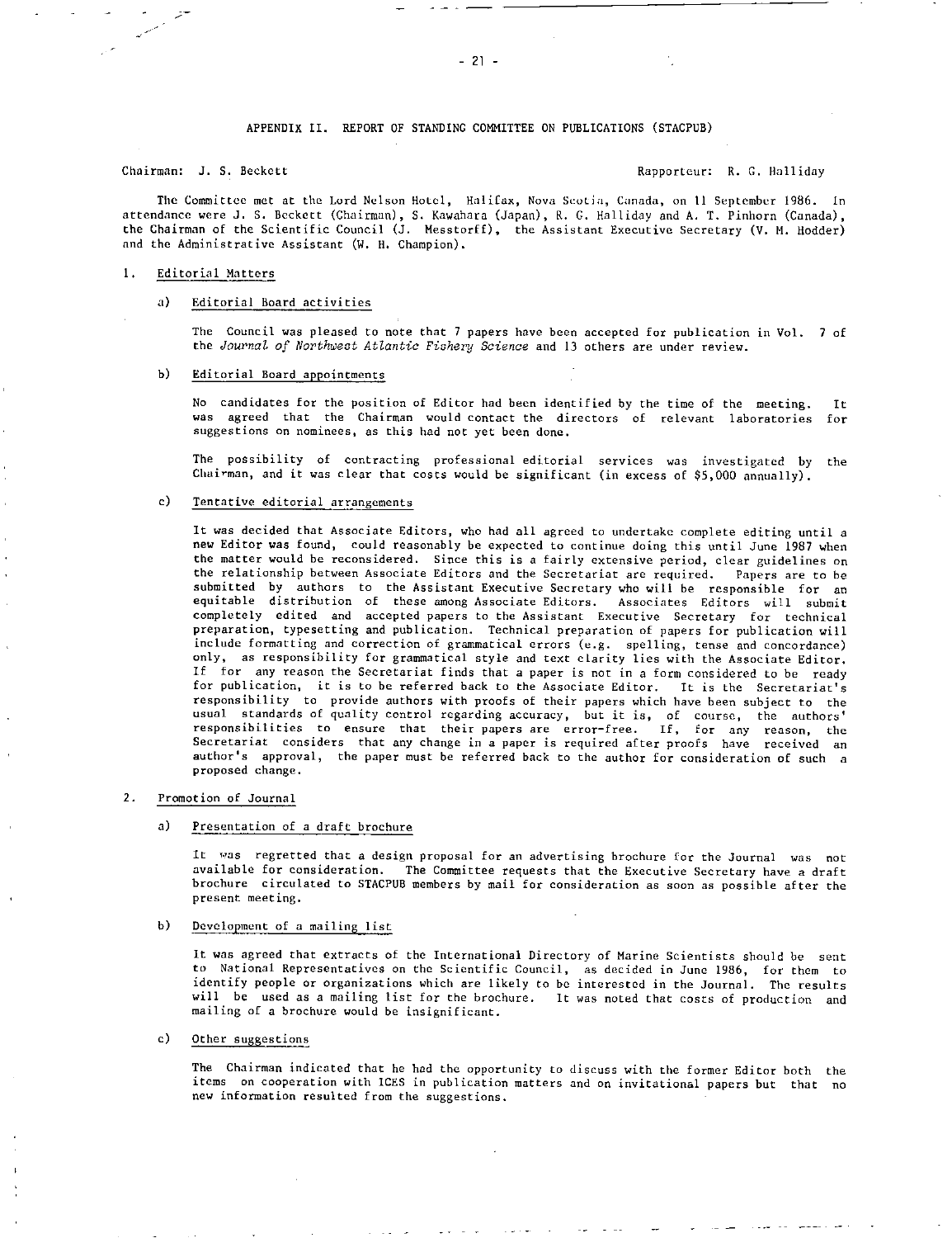## APPENDIX II. REPORT OF STANDING COMMITTEE ON PUBLICATIONS (STACPUB)

Chairman: J. S. Beckett Rapporteur: R. G. Halliday

The Committee met at the Lord Nelson Hotel, Halifax, Nova Scotia, Canada, on 11 September 1986. In attendance were J. S. Beckett (Chairman), S. Kawahara (Japan), R. G. Halliday and A. T. Pinhorn (Canada), the Chairman of the Scientific Council (J. Messtorff), the Assistant Executive Secretary (V. M. Hodder) and the Administrative Assistant (W. H. Champion).

### 1. Editorial Matters

#### a) Editorial Board activities

The Council was pleased to note that 7 papers have been accepted for publication in Vol. 7 of the *Journal of Northwest Atlantic Fishery Science* and 13 others are under review.

#### b) Editorial Board appointments

No candidates for the position of Editor had been identified by the time of the meeting. It was agreed that the Chairman would contact the directors of relevant laboratories for suggestions on nominees, as this had not yet been done.

The possibility of contracting professional editorial services was investigated by the Chairman, and it was clear that costs would be significant (in excess of $5,000 annually).

#### c) Tentative editorial arrangements

It was decided that Associate Editors, who had all agreed to undertake complete editing until a new Editor was found, could reasonably be expected to continue doing this until June 1987 when the matter would be reconsidered. Since this is a fairly extensive period, clear guidelines on the relationship between Associate Editors and the Secretariat are required. Papers are to be submitted by authors to the Assistant Executive Secretary who will be responsible for an equitable distribution of these among Associate Editors. Associates Editors will submit completely edited and accepted papers to the Assistant Executive Secretary for technical preparation, typesetting and publication. Technical preparation of papers for publication will include formatting and correction of grammatical errors (e.g. spelling, tense and concordance) only, as responsibility for grammatical style and text clarity lies with the Associate Editor. If for any reason the Secretariat finds that a paper is not in a form considered to be ready for publication, it is to be referred back to the Associate Editor. It is the Secretariat's responsibility to provide authors with proofs of their papers which have been subject to the usual standards of quality control regarding accuracy, but it is, of course, the authors' responsibilities to ensure that their papers are error-free. If, for any reason, the Secretariat considers that any change in a paper is required after proofs have received an author's approval, the paper must be referred back to the author for consideration of such a proposed change.

### 2. Promotion of Journal

#### a) Presentation of a draft brochure

It was regretted that a design proposal for an advertising brochure for the Journal was not available for consideration. The Committee requests that the Executive Secretary have a draft brochure circulated to STACPUB members by mail for consideration as soon as possible after the present meeting.

#### b) Development of a mailing list

It was agreed that extracts of the International Directory of Marine Scientists should be sent to National Representatives on the Scientific Council, as decided in June 1986, for them to identify people or organizations which are likely to be interested in the Journal. The results will be used as a mailing list for the brochure. It was noted that costs of production and mailing of a brochure would be insignificant.

#### c) Other suggestions

The Chairman indicated that he had the opportunity to discuss with the former Editor both the items on cooperation with ICES in publication matters and on invitational papers but that no new information resulted from the suggestions.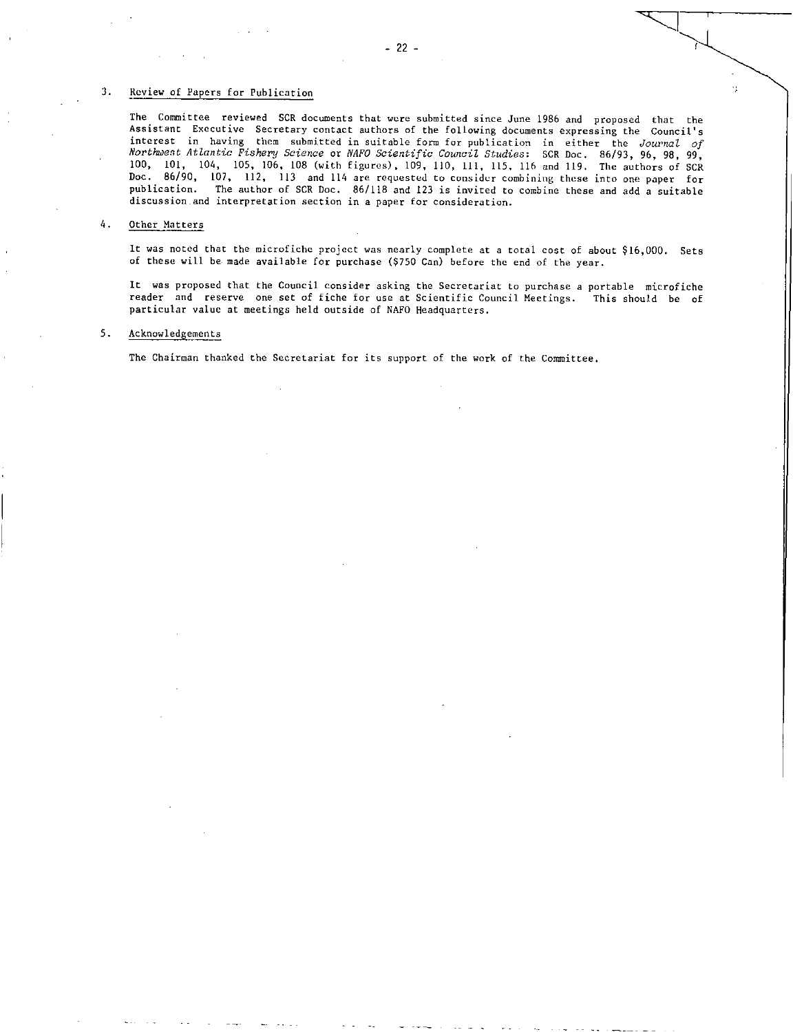3. Review of Papers for Publication

The Committee reviewed SCR documents that were submitted since June 1986 and proposed that the Assistant Executive Secretary contact authors of the following documents expressing the Council's interest in having them submitted in suitable form for publication in either the *Journal of Northwest Atlantic Fishery Science* or *NAFO Scientific Council Studies*: SCR Doc. 86/93, 96, 98, 99, 100, 101, 104, 105, 106, 108 (with figures), 109, 110, 111, 115, 116 and 119. The authors of SCR Doc. 86/90, 107, 112, 113 and 114 are requested to consider combining these into one paper for publication. The author of SCR Doc. 86/118 and 123 is invited to combine these and add a suitable discussion and interpretation section in a paper for consideration.

4. Other Matters

It was noted that the microfiche project was nearly complete at a total cost of about $16,000. Sets of these will be made available for purchase ($750 Can) before the end of the year.

It was proposed that the Council consider asking the Secretariat to purchase a portable microfiche reader and reserve one set of fiche for use at Scientific Council Meetings. This should be of particular value at meetings held outside of NAFO Headquarters.

5. Acknowledgements

The Chairman thanked the Secretariat for its support of the work of the Committee.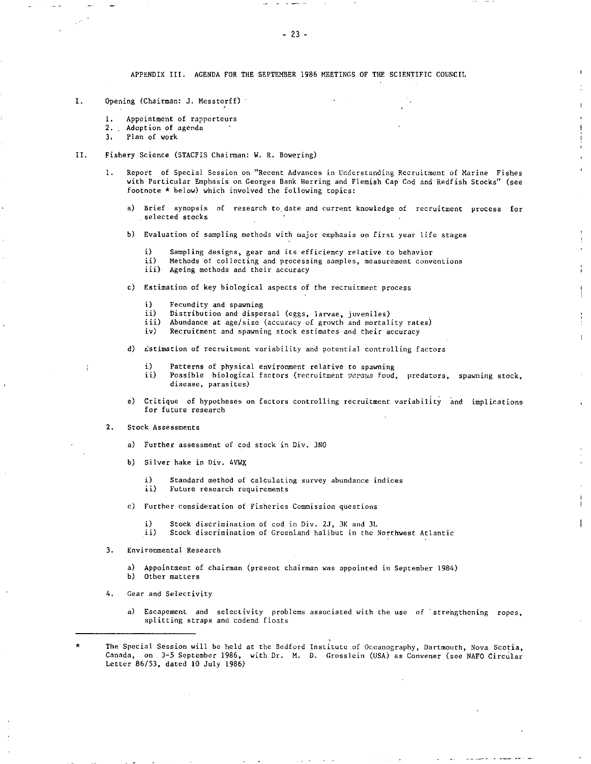## APPENDIX III. AGENDA FOR THE SEPTEMBER 1986 MEETINGS OF THE SCIENTIFIC COUNCIL

I. Opening (Chairman: J. Messtorff)

1. Appointment of rapporteurs
2. Adoption of agenda
3. Plan of work

II. Fishery Science (STACFIS Chairman: W. R. Bowering)

1. Report of Special Session on "Recent Advances in Understanding Recruitment of Marine Fishes with Particular Emphasis on Georges Bank Herring and Flemish Cap Cod and Redfish Stocks" (see footnote * below) which involved the following topics:

   a) Brief synopsis of research to date and current knowledge of recruitment process for selected stocks

   b) Evaluation of sampling methods with major emphasis on first year life stages

      i) Sampling designs, gear and its efficiency relative to behavior
      ii) Methods of collecting and processing samples, measurement conventions
      iii) Ageing methods and their accuracy

   c) Estimation of key biological aspects of the recruitment process

      i) Fecundity and spawning
      ii) Distribution and dispersal (eggs, larvae, juveniles)
      iii) Abundance at age/size (accuracy of growth and mortality rates)
      iv) Recruitment and spawning stock estimates and their accuracy

   d) Estimation of recruitment variability and potential controlling factors

      i) Patterns of physical environment relative to spawning
      ii) Possible biological factors (recruitment *versus* food, predators, spawning stock, disease, parasites)

   e) Critique of hypotheses on factors controlling recruitment variability and implications for future research

2. Stock Assessments

   a) Further assessment of cod stock in Div. 3NO

   b) Silver hake in Div. 4VWX

      i) Standard method of calculating survey abundance indices
      ii) Future research requirements

   c) Further consideration of Fisheries Commission questions

      i) Stock discrimination of cod in Div. 2J, 3K and 3L
      ii) Stock discrimination of Greenland halibut in the Northwest Atlantic

3. Environmental Research

   a) Appointment of chairman (present chairman was appointed in September 1984)
   b) Other matters

4. Gear and Selectivity

   a) Escapement and selectivity problems associated with the use of strengthening ropes, splitting straps and codend floats

---

* The Special Session will be held at the Bedford Institute of Oceanography, Dartmouth, Nova Scotia, Canada, on 3-5 September 1986, with Dr. M. D. Grosslein (USA) as Convener (see NAFO Circular Letter 86/53, dated 10 July 1986)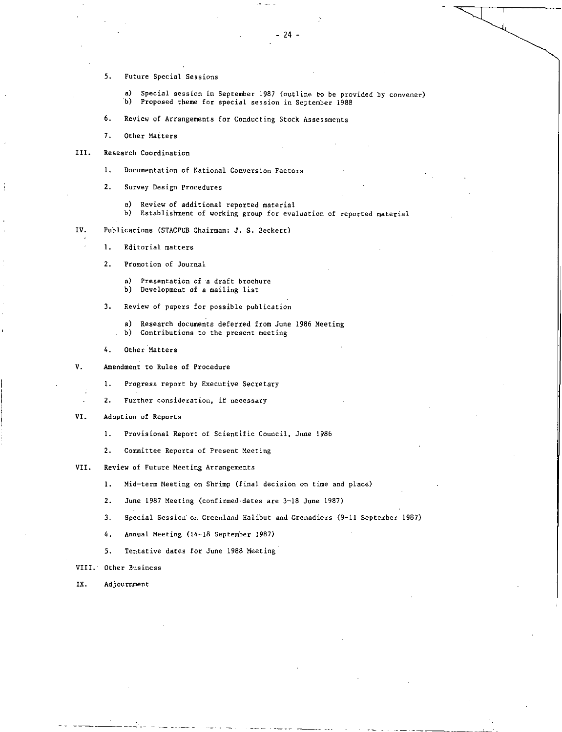5. Future Special Sessions

   a) Special session in September 1987 (outline to be provided by convener)
   b) Proposed theme for special session in September 1988

6. Review of Arrangements for Conducting Stock Assessments

7. Other Matters

III. Research Coordination

1. Documentation of National Conversion Factors

2. Survey Design Procedures

   a) Review of additional reported material
   b) Establishment of working group for evaluation of reported material

IV. Publications (STACPUB Chairman: J. S. Beckett)

1. Editorial matters

2. Promotion of Journal

   a) Presentation of a draft brochure
   b) Development of a mailing list

3. Review of papers for possible publication

   a) Research documents deferred from June 1986 Meeting
   b) Contributions to the present meeting

4. Other Matters

V. Amendment to Rules of Procedure

1. Progress report by Executive Secretary

2. Further consideration, if necessary

VI. Adoption of Reports

1. Provisional Report of Scientific Council, June 1986

2. Committee Reports of Present Meeting

VII. Review of Future Meeting Arrangements

1. Mid-term Meeting on Shrimp (final decision on time and place)

2. June 1987 Meeting (confirmed dates are 3-18 June 1987)

3. Special Session on Greenland Halibut and Grenadiers (9-11 September 1987)

4. Annual Meeting (14-18 September 1987)

5. Tentative dates for June 1988 Meeting

VIII. Other Business

IX. Adjournment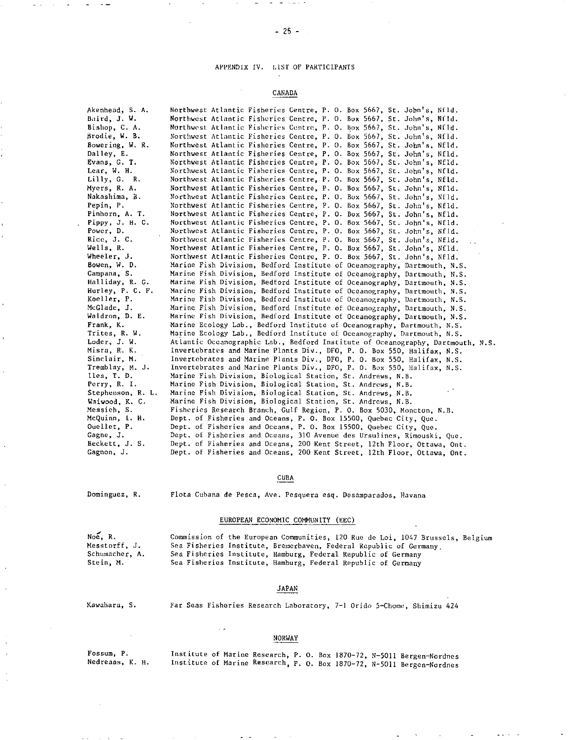# APPENDIX IV. LIST OF PARTICIPANTS

## CANADA

| | |
|---|---|
| Akenhead, S. A. | Northwest Atlantic Fisheries Centre, P. O. Box 5667, St. John's, Nfld. |
| Baird, J. W. | Northwest Atlantic Fisheries Centre, P. O. Box 5667, St. John's, Nfld. |
| Bishop, C. A. | Northwest Atlantic Fisheries Centre, P. O. Box 5667, St. John's, Nfld. |
| Brodie, W. B. | Northwest Atlantic Fisheries Centre, P. O. Box 5667, St. John's, Nfld. |
| Bowering, W. R. | Northwest Atlantic Fisheries Centre, P. O. Box 5667, St. John's, Nfld. |
| Dalley, E. | Northwest Atlantic Fisheries Centre, P. O. Box 5667, St. John's, Nfld. |
| Evans, G. T. | Northwest Atlantic Fisheries Centre, P. O. Box 5667, St. John's, Nfld. |
| Lear, W. H. | Northwest Atlantic Fisheries Centre, P. O. Box 5667, St. John's, Nfld. |
| Lilly, G. R. | Northwest Atlantic Fisheries Centre, P. O. Box 5667, St. John's, Nfld. |
| Myers, R. A. | Northwest Atlantic Fisheries Centre, P. O. Box 5667, St. John's, Nfld. |
| Nakashima, B. | Northwest Atlantic Fisheries Centre, P. O. Box 5667, St. John's, Nfld. |
| Pepin, P. | Northwest Atlantic Fisheries Centre, P. O. Box 5667, St. John's, Nfld. |
| Pinhorn, A. T. | Northwest Atlantic Fisheries Centre, P. O. Box 5667, St. John's, Nfld. |
| Pippy, J. H. C. | Northwest Atlantic Fisheries Centre, P. O. Box 5667, St. John's, Nfld. |
| Power, D. | Northwest Atlantic Fisheries Centre, P. O. Box 5667, St. John's, Nfld. |
| Rice, J. C. | Northwest Atlantic Fisheries Centre, P. O. Box 5667, St. John's, Nfld. |
| Wells, R. | Northwest Atlantic Fisheries Centre, P. O. Box 5667, St. John's, Nfld. |
| Wheeler, J. | Northwest Atlantic Fisheries Centre, P. O. Box 5667, St. John's, Nfld. |
| Bowen, W. D. | Marine Fish Division, Bedford Institute of Oceanography, Dartmouth, N.S. |
| Campana, S. | Marine Fish Division, Bedford Institute of Oceanography, Dartmouth, N.S. |
| Halliday, R. G. | Marine Fish Division, Bedford Institute of Oceanography, Dartmouth, N.S. |
| Hurley, P. C. F. | Marine Fish Division, Bedford Institute of Oceanography, Dartmouth, N.S. |
| Koeller, P. | Marine Fish Division, Bedford Institute of Oceanography, Dartmouth, N.S. |
| McGlade, J. | Marine Fish Division, Bedford Institute of Oceanography, Dartmouth, N.S. |
| Waldron, D. E. | Marine Fish Division, Bedford Institute of Oceanography, Dartmouth, N.S. |
| Frank, K. | Marine Ecology Lab., Bedford Institute of Oceanography, Dartmouth, N.S. |
| Trites, R. W. | Marine Ecology Lab., Bedford Institute of Oceanography, Dartmouth, N.S. |
| Loder, J. W. | Atlantic Oceanographic Lab., Bedford Institute of Oceanography, Dartmouth, N.S. |
| Misra, R. K. | Invertebrates and Marine Plants Div., DFO, P. O. Box 550, Halifax, N.S. |
| Sinclair, M. | Invertebrates and Marine Plants Div., DFO, P. O. Box 550, Halifax, N.S. |
| Tremblay, M. J. | Invertebrates and Marine Plants Div., DFO, P. O. Box 550, Halifax, N.S. |
| Iles, T. D. | Marine Fish Division, Biological Station, St. Andrews, N.B. |
| Perry, R. I. | Marine Fish Division, Biological Station, St. Andrews, N.B. |
| Stephenson, R. L. | Marine Fish Division, Biological Station, St. Andrews, N.B. |
| Waiwood, K. C. | Marine Fish Division, Biological Station, St. Andrews, N.B. |
| Messieh, S. | Fisheries Research Branch, Gulf Region, P. O. Box 5030, Moncton, N.B. |
| McQuinn, I. H. | Dept. of Fisheries and Oceans, P. O. Box 15500, Quebec City, Que. |
| Ouellet, P. | Dept. of Fisheries and Oceans, P. O. Box 15500, Quebec City, Que. |
| Gagne, J. | Dept. of Fisheries and Oceans, 310 Avenue des Ursulines, Rimouski, Que. |
| Beckett, J. S. | Dept. of Fisheries and Oceans, 200 Kent Street, 12th Floor, Ottawa, Ont. |
| Gagnon, J. | Dept. of Fisheries and Oceans, 200 Kent Street, 12th Floor, Ottawa, Ont. |

## CUBA

| | |
|---|---|
| Dominguez, R. | Flota Cubana de Pesca, Ave. Pesquera esq. Desamparados, Havana |

## EUROPEAN ECONOMIC COMMUNITY (EEC)

| | |
|---|---|
| Noé, R. | Commission of the European Communities, 120 Rue de Loi, 1047 Brussels, Belgium |
| Messtorff, J. | Sea Fisheries Institute, Bremerhaven, Federal Republic of Germany. |
| Schumacher, A. | Sea Fisheries Institute, Hamburg, Federal Republic of Germany |
| Stein, M. | Sea Fisheries Institute, Hamburg, Federal Republic of Germany |

## JAPAN

| | |
|---|---|
| Kawahara, S. | Far Seas Fisheries Research Laboratory, 7-1 Orido 5-Chome, Shimizu 424 |

## NORWAY

| | |
|---|---|
| Fossum, P. | Institute of Marine Research, P. O. Box 1870-72, N-5011 Bergen-Nordnes |
| Nedreaas, K. H. | Institute of Marine Research, P. O. Box 1870-72, N-5011 Bergen-Nordnes |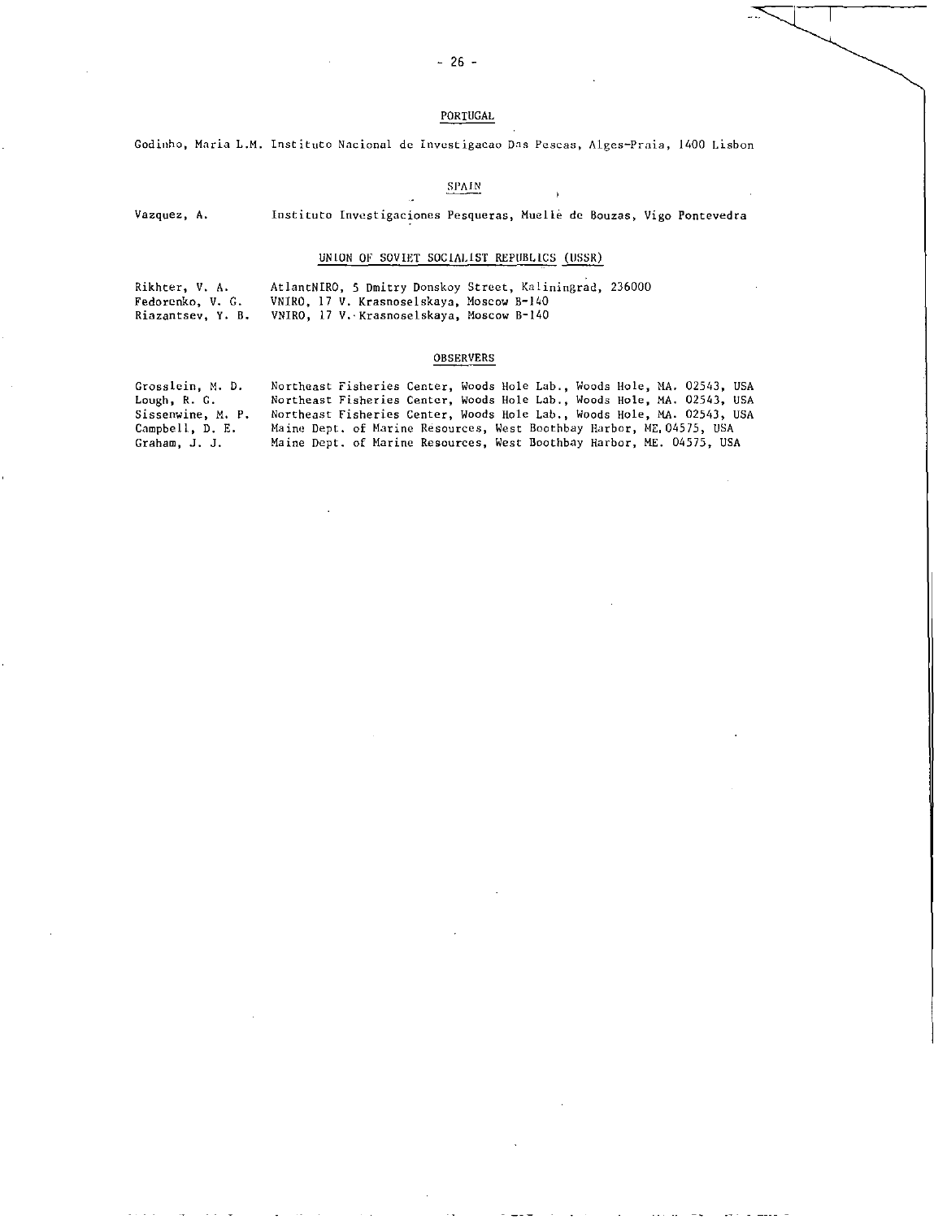## PORTUGAL

Godinho, Maria L.M. Instituto Nacional de Investigacao Das Pescas, Alges-Praia, 1400 Lisbon

## SPAIN

Vazquez, A. Instituto Investigaciones Pesqueras, Muellè de Bouzas, Vigo Pontevedra

## UNION OF SOVIET SOCIALIST REPUBLICS (USSR)

Rikhter, V. A. AtlantNIRO, 5 Dmitry Donskoy Street, Kaliningrad, 236000

Fedorenko, V. G. VNIRO, 17 V. Krasnoselskaya, Moscow B-140

Riazantsev, Y. B. VNIRO, 17 V. Krasnoselskaya, Moscow B-140

## OBSERVERS

Grosslein, M. D. Northeast Fisheries Center, Woods Hole Lab., Woods Hole, MA. 02543, USA

Lough, R. G. Northeast Fisheries Center, Woods Hole Lab., Woods Hole, MA. 02543, USA

Sissenwine, M. P. Northeast Fisheries Center, Woods Hole Lab., Woods Hole, MA. 02543, USA

Campbell, D. E. Maine Dept. of Marine Resources, West Boothbay Harbor, ME, 04575, USA

Graham, J. J. Maine Dept. of Marine Resources, West Boothbay Harbor, ME. 04575, USA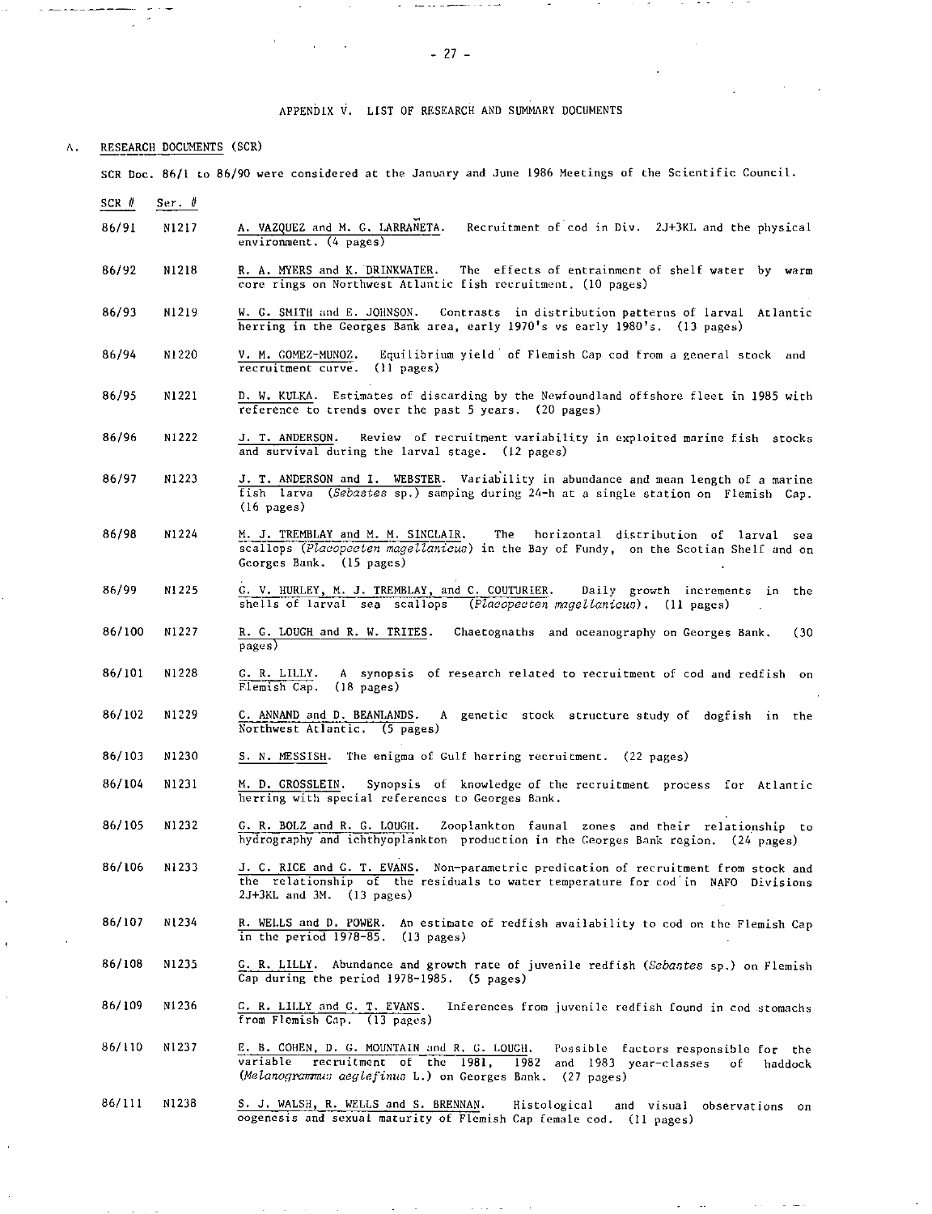## APPENDIX V. LIST OF RESEARCH AND SUMMARY DOCUMENTS

### A. RESEARCH DOCUMENTS (SCR)

SCR Doc. 86/1 to 86/90 were considered at the January and June 1986 Meetings of the Scientific Council.

| SCR # | Ser. # | |
|---|---|---|
| 86/91 | N1217 | A. VAZQUEZ and M. G. LARRAÑETA. Recruitment of cod in Div. 2J+3KL and the physical environment. (4 pages) |
| 86/92 | N1218 | R. A. MYERS and K. DRINKWATER. The effects of entrainment of shelf water by warm core rings on Northwest Atlantic fish recruitment. (10 pages) |
| 86/93 | N1219 | W. G. SMITH and E. JOHNSON. Contrasts in distribution patterns of larval Atlantic herring in the Georges Bank area, early 1970's vs early 1980's. (13 pages) |
| 86/94 | N1220 | V. M. GOMEZ-MUNOZ. Equilibrium yield of Flemish Cap cod from a general stock and recruitment curve. (11 pages) |
| 86/95 | N1221 | D. W. KULKA. Estimates of discarding by the Newfoundland offshore fleet in 1985 with reference to trends over the past 5 years. (20 pages) |
| 86/96 | N1222 | J. T. ANDERSON. Review of recruitment variability in exploited marine fish stocks and survival during the larval stage. (12 pages) |
| 86/97 | N1223 | J. T. ANDERSON and I. WEBSTER. Variability in abundance and mean length of a marine fish larva (*Sebastes* sp.) samping during 24-h at a single station on Flemish Cap. (16 pages) |
| 86/98 | N1224 | M. J. TREMBLAY and M. M. SINCLAIR. The horizontal distribution of larval sea scallops (*Placopecten magellanicus*) in the Bay of Fundy, on the Scotian Shelf and on Georges Bank. (15 pages) |
| 86/99 | N1225 | G. V. HURLEY, M. J. TREMBLAY, and C. COUTURIER. Daily growth increments in the shells of larval sea scallops (*Placopecten magellanicus*). (11 pages) |
| 86/100 | N1227 | R. G. LOUGH and R. W. TRITES. Chaetognaths and oceanography on Georges Bank. (30 pages) |
| 86/101 | N1228 | G. R. LILLY. A synopsis of research related to recruitment of cod and redfish on Flemish Cap. (18 pages) |
| 86/102 | N1229 | C. ANNAND and D. BEANLANDS. A genetic stock structure study of dogfish in the Northwest Atlantic. (5 pages) |
| 86/103 | N1230 | S. N. MESSISH. The enigma of Gulf herring recruitment. (22 pages) |
| 86/104 | N1231 | M. D. CROSSLEIN. Synopsis of knowledge of the recruitment process for Atlantic herring with special references to Georges Bank. |
| 86/105 | N1232 | G. R. BOLZ and R. G. LOUGH. Zooplankton faunal zones and their relationship to hydrography and ichthyoplankton production in the Georges Bank region. (24 pages) |
| 86/106 | N1233 | J. C. RICE and G. T. EVANS. Non-parametric predication of recruitment from stock and the relationship of the residuals to water temperature for cod in NAFO Divisions 2J+3KL and 3M. (13 pages) |
| 86/107 | N1234 | R. WELLS and D. POWER. An estimate of redfish availability to cod on the Flemish Cap in the period 1978-85. (13 pages) |
| 86/108 | N1235 | G. R. LILLY. Abundance and growth rate of juvenile redfish (*Sebastes* sp.) on Flemish Cap during the period 1978-1985. (5 pages) |
| 86/109 | N1236 | G. R. LILLY and G. T. EVANS. Inferences from juvenile redfish found in cod stomachs from Flemish Cap. (13 pages) |
| 86/110 | N1237 | E. B. COHEN, D. G. MOUNTAIN and R. G. LOUGH. Possible factors responsible for the variable recruitment of the 1981, 1982 and 1983 year-classes of haddock (*Melanogrammus aeglefinus* L.) on Georges Bank. (27 pages) |
| 86/111 | N1238 | S. J. WALSH, R. WELLS and S. BRENNAN. Histological and visual observations on oogenesis and sexual maturity of Flemish Cap female cod. (11 pages) |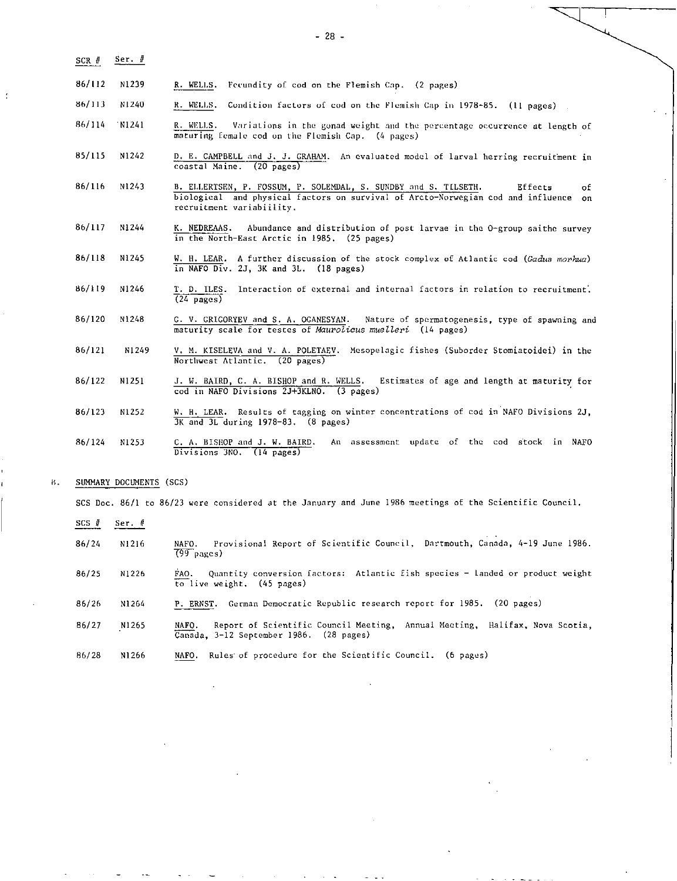| SCR # | Ser. # | |
|---|---|---|
| 86/112 | N1239 | R. WELLS. Fecundity of cod on the Flemish Cap. (2 pages) |
| 86/113 | N1240 | R. WELLS. Condition factors of cod on the Flemish Cap in 1978-85. (11 pages) |
| 86/114 | N1241 | R. WELLS. Variations in the gonad weight and the percentage occurrence at length of maturing female cod on the Flemish Cap. (4 pages) |
| 85/115 | N1242 | D. E. CAMPBELL and J. J. GRAHAM. An evaluated model of larval herring recruitment in coastal Maine. (20 pages) |
| 86/116 | N1243 | B. ELLERTSEN, P. FOSSUM, P. SOLEMDAL, S. SUNDBY and S. TILSETH. Effects of biological and physical factors on survival of Arcto-Norwegian cod and influence on recruitment variability. |
| 86/117 | N1244 | K. NEDREAAS. Abundance and distribution of post larvae in the 0-group saithe survey in the North-East Arctic in 1985. (25 pages) |
| 86/118 | N1245 | W. H. LEAR. A further discussion of the stock complex of Atlantic cod (*Gadus morhua*) in NAFO Div. 2J, 3K and 3L. (18 pages) |
| 86/119 | N1246 | T. D. ILES. Interaction of external and internal factors in relation to recruitment. (24 pages) |
| 86/120 | N1248 | G. V. GRIGORYEV and S. A. OGANESYAN. Nature of spermatogenesis, type of spawning and maturity scale for testes of *Maurolicus muelleri* (14 pages) |
| 86/121 | N1249 | V. M. KISELEVA and V. A. POLETAEV. Mesopelagic fishes (Suborder Stomiatoidei) in the Northwest Atlantic. (20 pages) |
| 86/122 | N1251 | J. W. BAIRD, C. A. BISHOP and R. WELLS. Estimates of age and length at maturity for cod in NAFO Divisions 2J+3KLNO. (3 pages) |
| 86/123 | N1252 | W. H. LEAR. Results of tagging on winter concentrations of cod in NAFO Divisions 2J, 3K and 3L during 1978-83. (8 pages) |
| 86/124 | N1253 | C. A. BISHOP and J. W. BAIRD. An assessment update of the cod stock in NAFO Divisions 3NO. (14 pages) |

## 8. SUMMARY DOCUMENTS (SCS)

SCS Doc. 86/1 to 86/23 were considered at the January and June 1986 meetings of the Scientific Council.

| SCS # | Ser. # | |
|---|---|---|
| 86/24 | N1216 | NAFO. Provisional Report of Scientific Council, Dartmouth, Canada, 4-19 June 1986. (99 pages) |
| 86/25 | N1226 | FAO. Quantity conversion factors: Atlantic fish species - landed or product weight to live weight. (45 pages) |
| 86/26 | N1264 | P. ERNST. German Democratic Republic research report for 1985. (20 pages) |
| 86/27 | N1265 | NAFO. Report of Scientific Council Meeting, Annual Meeting, Halifax, Nova Scotia, Canada, 3-12 September 1986. (28 pages) |
| 86/28 | N1266 | NAFO. Rules of procedure for the Scientific Council. (6 pages) |